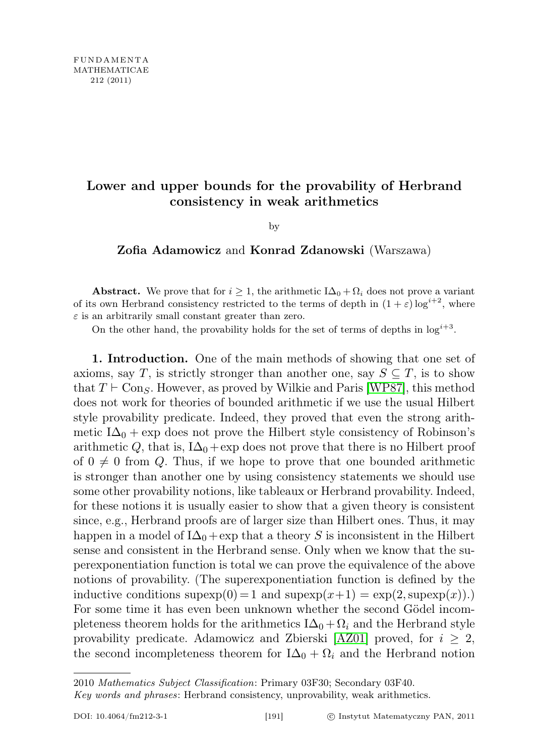# Lower and upper bounds for the provability of Herbrand consistency in weak arithmetics

by

**Zofia Adamowicz** and **Konrad Zdanowski** (Warszawa)

**Abstract.** We prove that for $i \geq 1$, the arithmetic $\mathrm{I}\Delta_0 + \Omega_i$ does not prove a variant of its own Herbrand consistency restricted to the terms of depth in $(1+\varepsilon)\log^{i+2}$, where $\varepsilon$ is an arbitrarily small constant greater than zero.

On the other hand, the provability holds for the set of terms of depths in $\log^{i+3}$.

**1. Introduction.** One of the main methods of showing that one set of axioms, say $T$, is strictly stronger than another one, say $S \subseteq T$, is to show that $T \vdash \mathrm{Con}_S$. However, as proved by Wilkie and Paris [WP87], this method does not work for theories of bounded arithmetic if we use the usual Hilbert style provability predicate. Indeed, they proved that even the strong arithmetic $\mathrm{I}\Delta_0 + \exp$ does not prove the Hilbert style consistency of Robinson's arithmetic $Q$, that is, $\mathrm{I}\Delta_0 + \exp$ does not prove that there is no Hilbert proof of $0 \neq 0$ from $Q$. Thus, if we hope to prove that one bounded arithmetic is stronger than another one by using consistency statements we should use some other provability notions, like tableaux or Herbrand provability. Indeed, for these notions it is usually easier to show that a given theory is consistent since, e.g., Herbrand proofs are of larger size than Hilbert ones. Thus, it may happen in a model of $\mathrm{I}\Delta_0 + \exp$ that a theory $S$ is inconsistent in the Hilbert sense and consistent in the Herbrand sense. Only when we know that the superexponentiation function is total we can prove the equivalence of the above notions of provability. (The superexponentiation function is defined by the inductive conditions $\mathrm{supexp}(0) = 1$ and $\mathrm{supexp}(x+1) = \exp(2, \mathrm{supexp}(x))$.) For some time it has even been unknown whether the second Gödel incompleteness theorem holds for the arithmetics $\mathrm{I}\Delta_0 + \Omega_i$ and the Herbrand style provability predicate. Adamowicz and Zbierski [AZ01] proved, for $i \geq 2$, the second incompleteness theorem for $\mathrm{I}\Delta_0 + \Omega_i$ and the Herbrand notion

---

2010 *Mathematics Subject Classification*: Primary 03F30; Secondary 03F40.

*Key words and phrases*: Herbrand consistency, unprovability, weak arithmetics.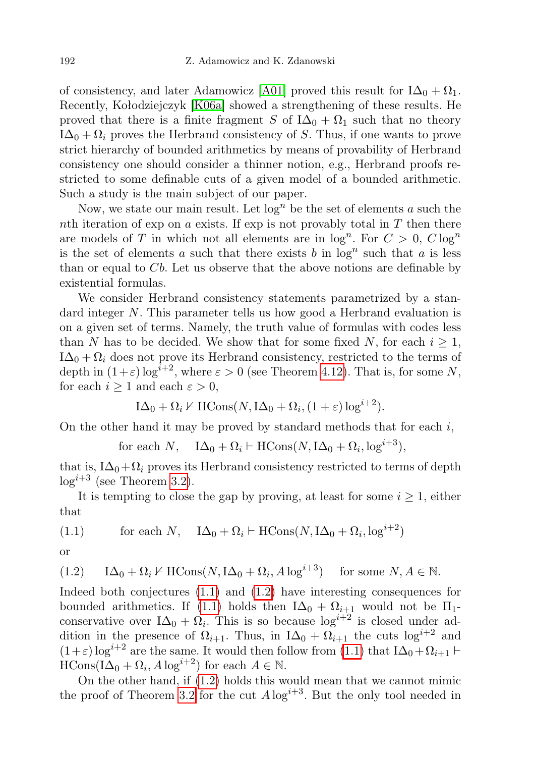of consistency, and later Adamowicz [A01] proved this result for $\mathrm{I}\Delta_0 + \Omega_1$. Recently, Kołodziejczyk [K06a] showed a strengthening of these results. He proved that there is a finite fragment $S$ of $\mathrm{I}\Delta_0 + \Omega_1$ such that no theory $\mathrm{I}\Delta_0 + \Omega_i$ proves the Herbrand consistency of $S$. Thus, if one wants to prove strict hierarchy of bounded arithmetics by means of provability of Herbrand consistency one should consider a thinner notion, e.g., Herbrand proofs restricted to some definable cuts of a given model of a bounded arithmetic. Such a study is the main subject of our paper.

Now, we state our main result. Let $\log^n$ be the set of elements $a$ such the $n$th iteration of exp on $a$ exists. If exp is not provably total in $T$ then there are models of $T$ in which not all elements are in $\log^n$. For $C > 0$, $C\log^n$ is the set of elements $a$ such that there exists $b$ in $\log^n$ such that $a$ is less than or equal to $Cb$. Let us observe that the above notions are definable by existential formulas.

We consider Herbrand consistency statements parametrized by a standard integer $N$. This parameter tells us how good a Herbrand evaluation is on a given set of terms. Namely, the truth value of formulas with codes less than $N$ has to be decided. We show that for some fixed $N$, for each $i \geq 1$, $\mathrm{I}\Delta_0 + \Omega_i$ does not prove its Herbrand consistency, restricted to the terms of depth in $(1+\varepsilon)\log^{i+2}$, where $\varepsilon > 0$ (see Theorem 4.12). That is, for some $N$, for each $i \geq 1$ and each $\varepsilon > 0$,

$$\mathrm{I}\Delta_0 + \Omega_i \nvdash \mathrm{HCons}(N, \mathrm{I}\Delta_0 + \Omega_i, (1+\varepsilon)\log^{i+2}).$$

On the other hand it may be proved by standard methods that for each $i$,

$$\text{for each } N, \quad \mathrm{I}\Delta_0 + \Omega_i \vdash \mathrm{HCons}(N, \mathrm{I}\Delta_0 + \Omega_i, \log^{i+3}),$$

that is, $\mathrm{I}\Delta_0 + \Omega_i$ proves its Herbrand consistency restricted to terms of depth $\log^{i+3}$ (see Theorem 3.2).

It is tempting to close the gap by proving, at least for some $i \geq 1$, either that

$$\text{(1.1)} \qquad \text{for each } N, \quad \mathrm{I}\Delta_0 + \Omega_i \vdash \mathrm{HCons}(N, \mathrm{I}\Delta_0 + \Omega_i, \log^{i+2})$$

or

$$\text{(1.2)} \qquad \mathrm{I}\Delta_0 + \Omega_i \nvdash \mathrm{HCons}(N, \mathrm{I}\Delta_0 + \Omega_i, A\log^{i+3}) \quad \text{for some } N, A \in \mathbb{N}.$$

Indeed both conjectures (1.1) and (1.2) have interesting consequences for bounded arithmetics. If (1.1) holds then $\mathrm{I}\Delta_0 + \Omega_{i+1}$ would not be $\Pi_1$-conservative over $\mathrm{I}\Delta_0 + \Omega_i$. This is so because $\log^{i+2}$ is closed under addition in the presence of $\Omega_{i+1}$. Thus, in $\mathrm{I}\Delta_0 + \Omega_{i+1}$ the cuts $\log^{i+2}$ and $(1+\varepsilon)\log^{i+2}$ are the same. It would then follow from (1.1) that $\mathrm{I}\Delta_0 + \Omega_{i+1} \vdash \mathrm{HCons}(\mathrm{I}\Delta_0 + \Omega_i, A\log^{i+2})$ for each $A \in \mathbb{N}$.

On the other hand, if (1.2) holds this would mean that we cannot mimic the proof of Theorem 3.2 for the cut $A\log^{i+3}$. But the only tool needed in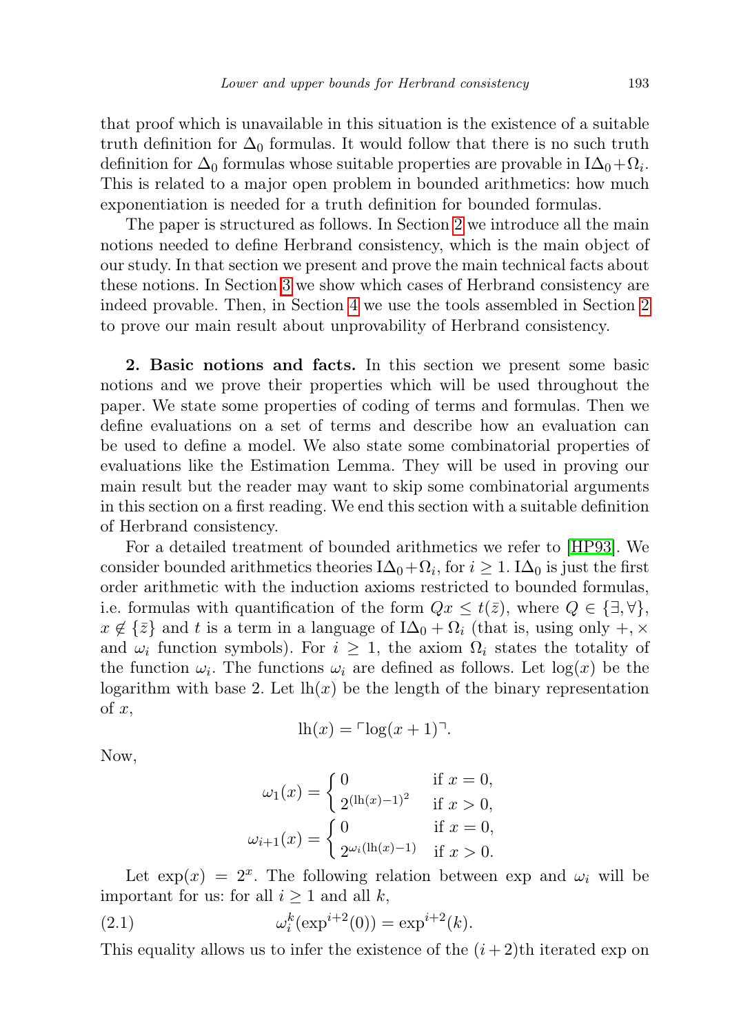that proof which is unavailable in this situation is the existence of a suitable truth definition for $\Delta_0$ formulas. It would follow that there is no such truth definition for $\Delta_0$ formulas whose suitable properties are provable in $\mathrm{I}\Delta_0+\Omega_i$. This is related to a major open problem in bounded arithmetics: how much exponentiation is needed for a truth definition for bounded formulas.

The paper is structured as follows. In Section 2 we introduce all the main notions needed to define Herbrand consistency, which is the main object of our study. In that section we present and prove the main technical facts about these notions. In Section 3 we show which cases of Herbrand consistency are indeed provable. Then, in Section 4 we use the tools assembled in Section 2 to prove our main result about unprovability of Herbrand consistency.

**2. Basic notions and facts.** In this section we present some basic notions and we prove their properties which will be used throughout the paper. We state some properties of coding of terms and formulas. Then we define evaluations on a set of terms and describe how an evaluation can be used to define a model. We also state some combinatorial properties of evaluations like the Estimation Lemma. They will be used in proving our main result but the reader may want to skip some combinatorial arguments in this section on a first reading. We end this section with a suitable definition of Herbrand consistency.

For a detailed treatment of bounded arithmetics we refer to [HP93]. We consider bounded arithmetics theories $\mathrm{I}\Delta_0+\Omega_i$, for $i \geq 1$. $\mathrm{I}\Delta_0$ is just the first order arithmetic with the induction axioms restricted to bounded formulas, i.e. formulas with quantification of the form $Qx \leq t(\bar{z})$, where $Q \in \{\exists, \forall\}$, $x \notin \{\bar{z}\}$ and $t$ is a term in a language of $\mathrm{I}\Delta_0 + \Omega_i$ (that is, using only $+$, $\times$ and $\omega_i$ function symbols). For $i \geq 1$, the axiom $\Omega_i$ states the totality of the function $\omega_i$. The functions $\omega_i$ are defined as follows. Let $\log(x)$ be the logarithm with base 2. Let $\mathrm{lh}(x)$ be the length of the binary representation of $x$,

$$\mathrm{lh}(x) = \ulcorner \log(x+1) \urcorner.$$

Now,

$$\omega_1(x) = \begin{cases} 0 & \text{if } x = 0, \\ 2^{(\mathrm{lh}(x)-1)^2} & \text{if } x > 0, \end{cases}$$

$$\omega_{i+1}(x) = \begin{cases} 0 & \text{if } x = 0, \\ 2^{\omega_i(\mathrm{lh}(x)-1)} & \text{if } x > 0. \end{cases}$$

Let $\exp(x) = 2^x$. The following relation between exp and $\omega_i$ will be important for us: for all $i \geq 1$ and all $k$,

$$\omega_i^k(\exp^{i+2}(0)) = \exp^{i+2}(k). \tag{2.1}$$

This equality allows us to infer the existence of the $(i+2)$th iterated exp on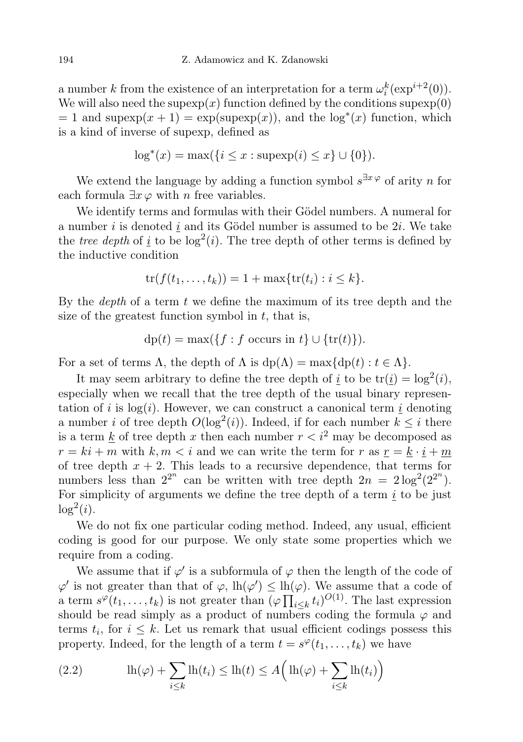a number $k$ from the existence of an interpretation for a term $\omega_i^k(\exp^{i+2}(0))$. We will also need the $\mathrm{supexp}(x)$ function defined by the conditions $\mathrm{supexp}(0) = 1$ and $\mathrm{supexp}(x+1) = \exp(\mathrm{supexp}(x))$, and the $\log^*(x)$ function, which is a kind of inverse of supexp, defined as

$$\log^*(x) = \max(\{i \leq x : \mathrm{supexp}(i) \leq x\} \cup \{0\}).$$

We extend the language by adding a function symbol $s^{\exists x\,\varphi}$ of arity $n$ for each formula $\exists x\,\varphi$ with $n$ free variables.

We identify terms and formulas with their Gödel numbers. A numeral for a number $i$ is denoted $\underline{i}$ and its Gödel number is assumed to be $2i$. We take the *tree depth* of $\underline{i}$ to be $\log^2(i)$. The tree depth of other terms is defined by the inductive condition

$$\mathrm{tr}(f(t_1,\ldots,t_k)) = 1 + \max\{\mathrm{tr}(t_i) : i \leq k\}.$$

By the *depth* of a term $t$ we define the maximum of its tree depth and the size of the greatest function symbol in $t$, that is,

$$\mathrm{dp}(t) = \max(\{f : f \text{ occurs in } t\} \cup \{\mathrm{tr}(t)\}).$$

For a set of terms $\Lambda$, the depth of $\Lambda$ is $\mathrm{dp}(\Lambda) = \max\{\mathrm{dp}(t) : t \in \Lambda\}$.

It may seem arbitrary to define the tree depth of $\underline{i}$ to be $\mathrm{tr}(\underline{i}) = \log^2(i)$, especially when we recall that the tree depth of the usual binary representation of $i$ is $\log(i)$. However, we can construct a canonical term $\underline{i}$ denoting a number $i$ of tree depth $O(\log^2(i))$. Indeed, if for each number $k \leq i$ there is a term $\underline{k}$ of tree depth $x$ then each number $r < i^2$ may be decomposed as $r = ki + m$ with $k, m < i$ and we can write the term for $r$ as $\underline{r} = \underline{k} \cdot \underline{i} + \underline{m}$ of tree depth $x + 2$. This leads to a recursive dependence, that terms for numbers less than $2^{2^n}$ can be written with tree depth $2n = 2\log^2(2^{2^n})$. For simplicity of arguments we define the tree depth of a term $\underline{i}$ to be just $\log^2(i)$.

We do not fix one particular coding method. Indeed, any usual, efficient coding is good for our purpose. We only state some properties which we require from a coding.

We assume that if $\varphi'$ is a subformula of $\varphi$ then the length of the code of $\varphi'$ is not greater than that of $\varphi$, $\mathrm{lh}(\varphi') \leq \mathrm{lh}(\varphi)$. We assume that a code of a term $s^\varphi(t_1,\ldots,t_k)$ is not greater than $(\varphi \prod_{i\leq k} t_i)^{O(1)}$. The last expression should be read simply as a product of numbers coding the formula $\varphi$ and terms $t_i$, for $i \leq k$. Let us remark that usual efficient codings possess this property. Indeed, for the length of a term $t = s^\varphi(t_1,\ldots,t_k)$ we have

$$\mathrm{lh}(\varphi) + \sum_{i\leq k} \mathrm{lh}(t_i) \leq \mathrm{lh}(t) \leq A\Big(\mathrm{lh}(\varphi) + \sum_{i\leq k} \mathrm{lh}(t_i)\Big) \tag{2.2}$$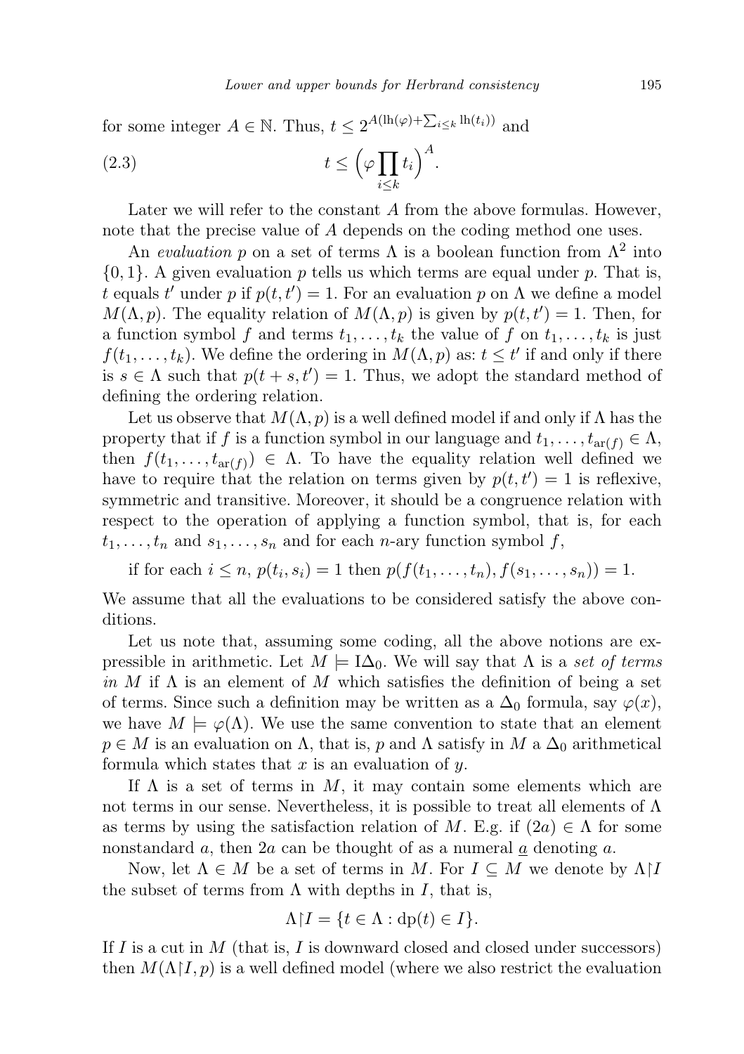for some integer $A \in \mathbb{N}$. Thus, $t \leq 2^{A(\mathrm{lh}(\varphi)+\sum_{i\leq k}\mathrm{lh}(t_i))}$ and

$$t \leq \Big(\varphi \prod_{i\leq k} t_i\Big)^A. \tag{2.3}$$

Later we will refer to the constant $A$ from the above formulas. However, note that the precise value of $A$ depends on the coding method one uses.

An *evaluation* $p$ on a set of terms $\Lambda$ is a boolean function from $\Lambda^2$ into $\{0,1\}$. A given evaluation $p$ tells us which terms are equal under $p$. That is, $t$ equals $t'$ under $p$ if $p(t,t') = 1$. For an evaluation $p$ on $\Lambda$ we define a model $M(\Lambda, p)$. The equality relation of $M(\Lambda,p)$ is given by $p(t,t') = 1$. Then, for a function symbol $f$ and terms $t_1,\dots,t_k$ the value of $f$ on $t_1,\dots,t_k$ is just $f(t_1,\dots,t_k)$. We define the ordering in $M(\Lambda,p)$ as: $t \leq t'$ if and only if there is $s \in \Lambda$ such that $p(t+s,t') = 1$. Thus, we adopt the standard method of defining the ordering relation.

Let us observe that $M(\Lambda,p)$ is a well defined model if and only if $\Lambda$ has the property that if $f$ is a function symbol in our language and $t_1,\dots,t_{\mathrm{ar}(f)} \in \Lambda$, then $f(t_1,\dots,t_{\mathrm{ar}(f)}) \in \Lambda$. To have the equality relation well defined we have to require that the relation on terms given by $p(t,t') = 1$ is reflexive, symmetric and transitive. Moreover, it should be a congruence relation with respect to the operation of applying a function symbol, that is, for each $t_1,\dots,t_n$ and $s_1,\dots,s_n$ and for each $n$-ary function symbol $f$,

if for each $i \leq n$, $p(t_i,s_i) = 1$ then $p(f(t_1,\dots,t_n), f(s_1,\dots,s_n)) = 1$.

We assume that all the evaluations to be considered satisfy the above conditions.

Let us note that, assuming some coding, all the above notions are expressible in arithmetic. Let $M \models \mathrm{I}\Delta_0$. We will say that $\Lambda$ is a *set of terms in* $M$ if $\Lambda$ is an element of $M$ which satisfies the definition of being a set of terms. Since such a definition may be written as a $\Delta_0$ formula, say $\varphi(x)$, we have $M \models \varphi(\Lambda)$. We use the same convention to state that an element $p \in M$ is an evaluation on $\Lambda$, that is, $p$ and $\Lambda$ satisfy in $M$ a $\Delta_0$ arithmetical formula which states that $x$ is an evaluation of $y$.

If $\Lambda$ is a set of terms in $M$, it may contain some elements which are not terms in our sense. Nevertheless, it is possible to treat all elements of $\Lambda$ as terms by using the satisfaction relation of $M$. E.g. if $(2a) \in \Lambda$ for some nonstandard $a$, then $2a$ can be thought of as a numeral $\underline{a}$ denoting $a$.

Now, let $\Lambda \in M$ be a set of terms in $M$. For $I \subseteq M$ we denote by $\Lambda{\restriction}I$ the subset of terms from $\Lambda$ with depths in $I$, that is,

$$\Lambda{\restriction}I = \{t \in \Lambda : \mathrm{dp}(t) \in I\}.$$

If $I$ is a cut in $M$ (that is, $I$ is downward closed and closed under successors) then $M(\Lambda{\restriction}I, p)$ is a well defined model (where we also restrict the evaluation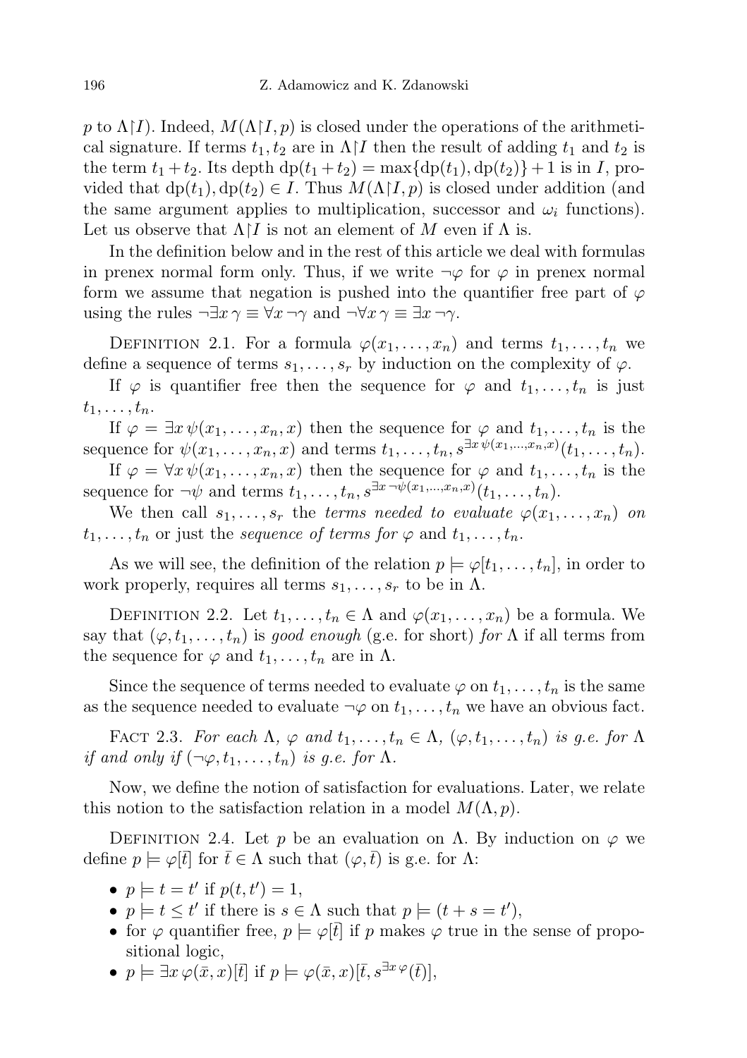$p$ to $\Lambda{\restriction}I$). Indeed, $M(\Lambda{\restriction}I, p)$ is closed under the operations of the arithmetical signature. If terms $t_1, t_2$ are in $\Lambda{\restriction}I$ then the result of adding $t_1$ and $t_2$ is the term $t_1 + t_2$. Its depth $\mathrm{dp}(t_1 + t_2) = \max\{\mathrm{dp}(t_1), \mathrm{dp}(t_2)\} + 1$ is in $I$, provided that $\mathrm{dp}(t_1), \mathrm{dp}(t_2) \in I$. Thus $M(\Lambda{\restriction}I, p)$ is closed under addition (and the same argument applies to multiplication, successor and $\omega_i$ functions). Let us observe that $\Lambda{\restriction}I$ is not an element of $M$ even if $\Lambda$ is.

In the definition below and in the rest of this article we deal with formulas in prenex normal form only. Thus, if we write $\neg\varphi$ for $\varphi$ in prenex normal form we assume that negation is pushed into the quantifier free part of $\varphi$ using the rules $\neg\exists x\, \gamma \equiv \forall x\, \neg\gamma$ and $\neg\forall x\, \gamma \equiv \exists x\, \neg\gamma$.

Definition 2.1. For a formula $\varphi(x_1, \ldots, x_n)$ and terms $t_1, \ldots, t_n$ we define a sequence of terms $s_1, \ldots, s_r$ by induction on the complexity of $\varphi$.

If $\varphi$ is quantifier free then the sequence for $\varphi$ and $t_1, \ldots, t_n$ is just $t_1, \ldots, t_n$.

If $\varphi = \exists x\, \psi(x_1, \ldots, x_n, x)$ then the sequence for $\varphi$ and $t_1, \ldots, t_n$ is the sequence for $\psi(x_1, \ldots, x_n, x)$ and terms $t_1, \ldots, t_n, s^{\exists x\, \psi(x_1, \ldots, x_n, x)}(t_1, \ldots, t_n)$.

If $\varphi = \forall x\, \psi(x_1, \ldots, x_n, x)$ then the sequence for $\varphi$ and $t_1, \ldots, t_n$ is the sequence for $\neg\psi$ and terms $t_1, \ldots, t_n, s^{\exists x\, \neg\psi(x_1, \ldots, x_n, x)}(t_1, \ldots, t_n)$.

We then call $s_1, \ldots, s_r$ the *terms needed to evaluate $\varphi(x_1, \ldots, x_n)$ on $t_1, \ldots, t_n$* or just the *sequence of terms for* $\varphi$ and $t_1, \ldots, t_n$.

As we will see, the definition of the relation $p \models \varphi[t_1, \ldots, t_n]$, in order to work properly, requires all terms $s_1, \ldots, s_r$ to be in $\Lambda$.

Definition 2.2. Let $t_1, \ldots, t_n \in \Lambda$ and $\varphi(x_1, \ldots, x_n)$ be a formula. We say that $(\varphi, t_1, \ldots, t_n)$ is *good enough* (g.e. for short) *for* $\Lambda$ if all terms from the sequence for $\varphi$ and $t_1, \ldots, t_n$ are in $\Lambda$.

Since the sequence of terms needed to evaluate $\varphi$ on $t_1, \ldots, t_n$ is the same as the sequence needed to evaluate $\neg\varphi$ on $t_1, \ldots, t_n$ we have an obvious fact.

Fact 2.3. *For each $\Lambda$, $\varphi$ and $t_1, \ldots, t_n \in \Lambda$, $(\varphi, t_1, \ldots, t_n)$ is g.e. for $\Lambda$ if and only if $(\neg\varphi, t_1, \ldots, t_n)$ is g.e. for $\Lambda$.*

Now, we define the notion of satisfaction for evaluations. Later, we relate this notion to the satisfaction relation in a model $M(\Lambda, p)$.

Definition 2.4. Let $p$ be an evaluation on $\Lambda$. By induction on $\varphi$ we define $p \models \varphi[\bar{t}]$ for $\bar{t} \in \Lambda$ such that $(\varphi, \bar{t})$ is g.e. for $\Lambda$:

- $p \models t = t'$ if $p(t, t') = 1$,
- $p \models t \leq t'$ if there is $s \in \Lambda$ such that $p \models (t + s = t')$,
- for $\varphi$ quantifier free, $p \models \varphi[\bar{t}]$ if $p$ makes $\varphi$ true in the sense of propositional logic,
- $p \models \exists x\, \varphi(\bar{x}, x)[\bar{t}]$ if $p \models \varphi(\bar{x}, x)[\bar{t}, s^{\exists x\, \varphi}(\bar{t})]$,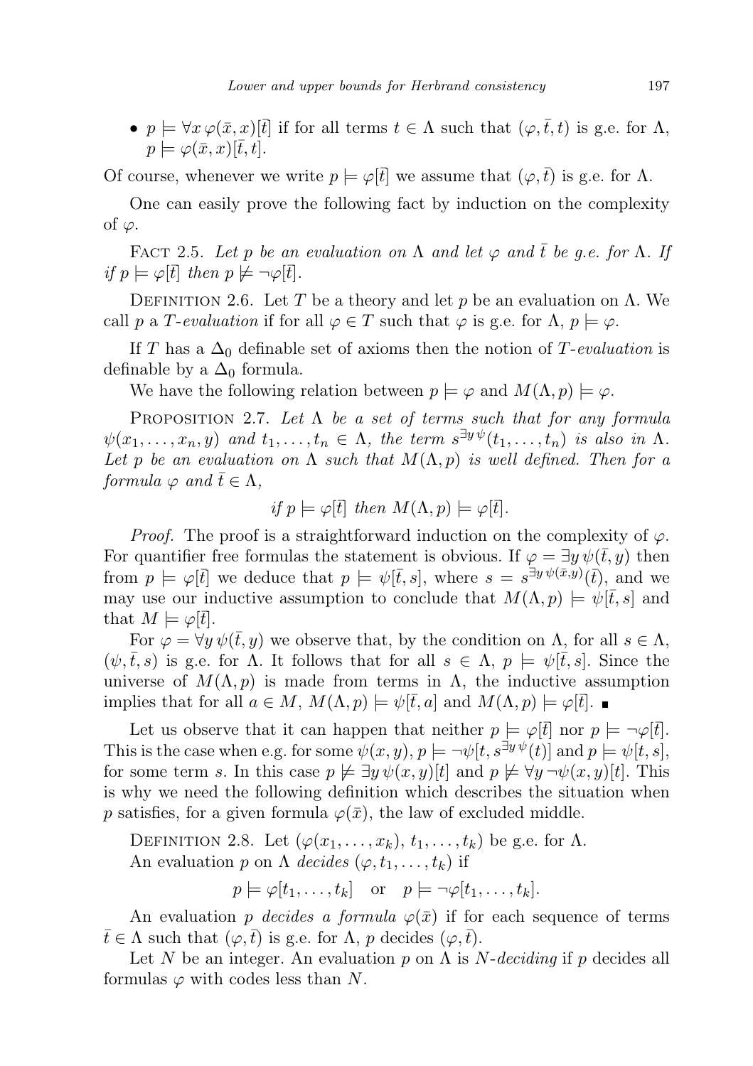- $p \models \forall x\, \varphi(\bar{x}, x)[\bar{t}]$ if for all terms $t \in \Lambda$ such that $(\varphi, \bar{t}, t)$ is g.e. for $\Lambda$, $p \models \varphi(\bar{x}, x)[\bar{t}, t]$.

Of course, whenever we write $p \models \varphi[\bar{t}]$ we assume that $(\varphi, \bar{t})$ is g.e. for $\Lambda$.

One can easily prove the following fact by induction on the complexity of $\varphi$.

Fact 2.5. *Let $p$ be an evaluation on $\Lambda$ and let $\varphi$ and $\bar{t}$ be g.e. for $\Lambda$. If if $p \models \varphi[\bar{t}]$ then $p \not\models \neg\varphi[\bar{t}]$.*

Definition 2.6. Let $T$ be a theory and let $p$ be an evaluation on $\Lambda$. We call $p$ a *$T$-evaluation* if for all $\varphi \in T$ such that $\varphi$ is g.e. for $\Lambda$, $p \models \varphi$.

If $T$ has a $\Delta_0$ definable set of axioms then the notion of *$T$-evaluation* is definable by a $\Delta_0$ formula.

We have the following relation between $p \models \varphi$ and $M(\Lambda, p) \models \varphi$.

Proposition 2.7. *Let $\Lambda$ be a set of terms such that for any formula $\psi(x_1, \ldots, x_n, y)$ and $t_1, \ldots, t_n \in \Lambda$, the term $s^{\exists y\, \psi}(t_1, \ldots, t_n)$ is also in $\Lambda$. Let $p$ be an evaluation on $\Lambda$ such that $M(\Lambda, p)$ is well defined. Then for a formula $\varphi$ and $\bar{t} \in \Lambda$,*

$$\textit{if } p \models \varphi[\bar{t}] \textit{ then } M(\Lambda, p) \models \varphi[\bar{t}].$$

*Proof.* The proof is a straightforward induction on the complexity of $\varphi$. For quantifier free formulas the statement is obvious. If $\varphi = \exists y\, \psi(\bar{t}, y)$ then from $p \models \varphi[\bar{t}]$ we deduce that $p \models \psi[\bar{t}, s]$, where $s = s^{\exists y\, \psi(\bar{x}, y)}(\bar{t})$, and we may use our inductive assumption to conclude that $M(\Lambda, p) \models \psi[\bar{t}, s]$ and that $M \models \varphi[\bar{t}]$.

For $\varphi = \forall y\, \psi(\bar{t}, y)$ we observe that, by the condition on $\Lambda$, for all $s \in \Lambda$, $(\psi, \bar{t}, s)$ is g.e. for $\Lambda$. It follows that for all $s \in \Lambda$, $p \models \psi[\bar{t}, s]$. Since the universe of $M(\Lambda, p)$ is made from terms in $\Lambda$, the inductive assumption implies that for all $a \in M$, $M(\Lambda, p) \models \psi[\bar{t}, a]$ and $M(\Lambda, p) \models \varphi[\bar{t}]$. ∎

Let us observe that it can happen that neither $p \models \varphi[\bar{t}]$ nor $p \models \neg\varphi[\bar{t}]$. This is the case when e.g. for some $\psi(x, y)$, $p \models \neg\psi[t, s^{\exists y\, \psi}(t)]$ and $p \models \psi[t, s]$, for some term $s$. In this case $p \not\models \exists y\, \psi(x, y)[t]$ and $p \not\models \forall y\, \neg\psi(x, y)[t]$. This is why we need the following definition which describes the situation when $p$ satisfies, for a given formula $\varphi(\bar{x})$, the law of excluded middle.

Definition 2.8. Let $(\varphi(x_1, \ldots, x_k), t_1, \ldots, t_k)$ be g.e. for $\Lambda$.

An evaluation $p$ on $\Lambda$ *decides* $(\varphi, t_1, \ldots, t_k)$ if

$$p \models \varphi[t_1, \ldots, t_k] \quad \text{or} \quad p \models \neg\varphi[t_1, \ldots, t_k].$$

An evaluation $p$ *decides a formula* $\varphi(\bar{x})$ if for each sequence of terms $\bar{t} \in \Lambda$ such that $(\varphi, \bar{t})$ is g.e. for $\Lambda$, $p$ decides $(\varphi, \bar{t})$.

Let $N$ be an integer. An evaluation $p$ on $\Lambda$ is *$N$-deciding* if $p$ decides all formulas $\varphi$ with codes less than $N$.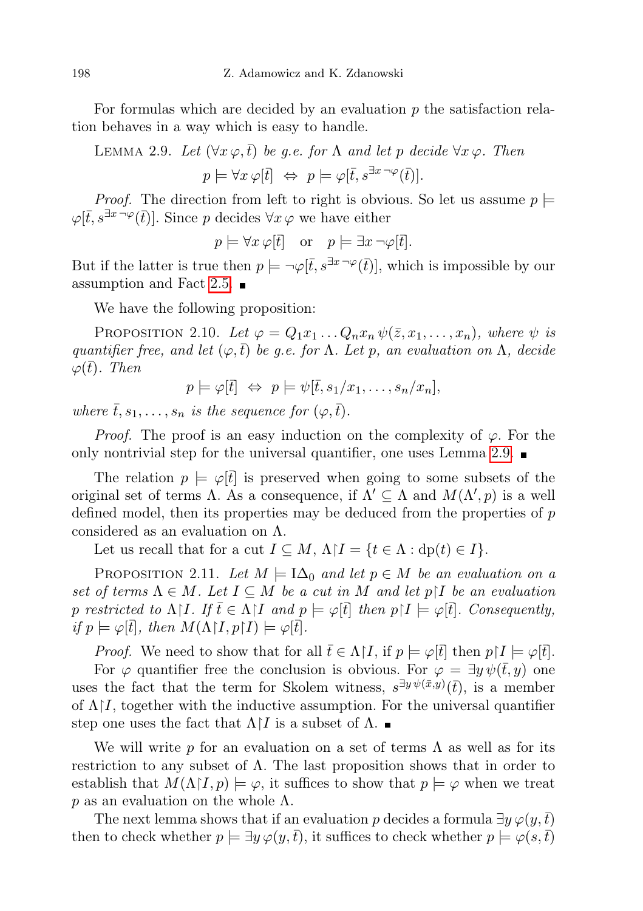For formulas which are decided by an evaluation $p$ the satisfaction relation behaves in a way which is easy to handle.

Lemma 2.9. *Let $(\forall x\, \varphi, \bar{t})$ be g.e. for $\Lambda$ and let $p$ decide $\forall x\, \varphi$. Then*

$$p \models \forall x\, \varphi[\bar{t}] \;\Leftrightarrow\; p \models \varphi[\bar{t}, s^{\exists x\, \neg\varphi}(\bar{t})].$$

*Proof.* The direction from left to right is obvious. So let us assume $p \models \varphi[\bar{t}, s^{\exists x\, \neg\varphi}(\bar{t})]$. Since $p$ decides $\forall x\, \varphi$ we have either

$$p \models \forall x\, \varphi[\bar{t}] \quad \text{or} \quad p \models \exists x\, \neg\varphi[\bar{t}].$$

But if the latter is true then $p \models \neg\varphi[\bar{t}, s^{\exists x\, \neg\varphi}(\bar{t})]$, which is impossible by our assumption and Fact 2.5. ∎

We have the following proposition:

Proposition 2.10. *Let $\varphi = Q_1 x_1 \ldots Q_n x_n\, \psi(\bar{z}, x_1, \ldots, x_n)$, where $\psi$ is quantifier free, and let $(\varphi, \bar{t})$ be g.e. for $\Lambda$. Let $p$, an evaluation on $\Lambda$, decide $\varphi(\bar{t})$. Then*

$$p \models \varphi[\bar{t}] \;\Leftrightarrow\; p \models \psi[\bar{t}, s_1/x_1, \ldots, s_n/x_n],$$

*where $\bar{t}, s_1, \ldots, s_n$ is the sequence for $(\varphi, \bar{t})$.*

*Proof.* The proof is an easy induction on the complexity of $\varphi$. For the only nontrivial step for the universal quantifier, one uses Lemma 2.9. ∎

The relation $p \models \varphi[\bar{t}]$ is preserved when going to some subsets of the original set of terms $\Lambda$. As a consequence, if $\Lambda' \subseteq \Lambda$ and $M(\Lambda', p)$ is a well defined model, then its properties may be deduced from the properties of $p$ considered as an evaluation on $\Lambda$.

Let us recall that for a cut $I \subseteq M$, $\Lambda{\restriction}I = \{t \in \Lambda : \mathrm{dp}(t) \in I\}$.

Proposition 2.11. *Let $M \models \mathrm{I}\Delta_0$ and let $p \in M$ be an evaluation on a set of terms $\Lambda \in M$. Let $I \subseteq M$ be a cut in $M$ and let $p{\restriction}I$ be an evaluation $p$ restricted to $\Lambda{\restriction}I$. If $\bar{t} \in \Lambda{\restriction}I$ and $p \models \varphi[\bar{t}]$ then $p{\restriction}I \models \varphi[\bar{t}]$. Consequently, if $p \models \varphi[\bar{t}]$, then $M(\Lambda{\restriction}I, p{\restriction}I) \models \varphi[\bar{t}]$.*

*Proof.* We need to show that for all $\bar{t} \in \Lambda{\restriction}I$, if $p \models \varphi[\bar{t}]$ then $p{\restriction}I \models \varphi[\bar{t}]$.

For $\varphi$ quantifier free the conclusion is obvious. For $\varphi = \exists y\, \psi(\bar{t}, y)$ one uses the fact that the term for Skolem witness, $s^{\exists y\, \psi(\bar{x}, y)}(\bar{t})$, is a member of $\Lambda{\restriction}I$, together with the inductive assumption. For the universal quantifier step one uses the fact that $\Lambda{\restriction}I$ is a subset of $\Lambda$. ∎

We will write $p$ for an evaluation on a set of terms $\Lambda$ as well as for its restriction to any subset of $\Lambda$. The last proposition shows that in order to establish that $M(\Lambda{\restriction}I, p) \models \varphi$, it suffices to show that $p \models \varphi$ when we treat $p$ as an evaluation on the whole $\Lambda$.

The next lemma shows that if an evaluation $p$ decides a formula $\exists y\, \varphi(y, \bar{t})$ then to check whether $p \models \exists y\, \varphi(y, \bar{t})$, it suffices to check whether $p \models \varphi(s, \bar{t})$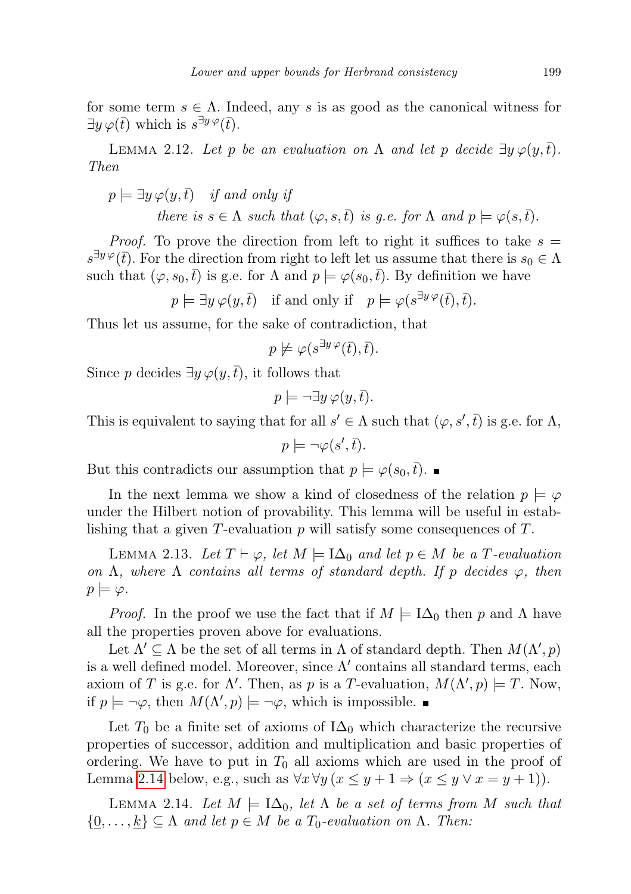for some term $s \in \Lambda$. Indeed, any $s$ is as good as the canonical witness for $\exists y\, \varphi(\bar{t})$ which is $s^{\exists y\, \varphi}(\bar{t})$.

LEMMA 2.12. *Let $p$ be an evaluation on $\Lambda$ and let $p$ decide $\exists y\, \varphi(y, \bar{t})$. Then*

$$p \models \exists y\, \varphi(y, \bar{t}) \quad \textit{if and only if}$$
$$\textit{there is } s \in \Lambda \textit{ such that } (\varphi, s, \bar{t}) \textit{ is g.e. for } \Lambda \textit{ and } p \models \varphi(s, \bar{t}).$$

*Proof.* To prove the direction from left to right it suffices to take $s = s^{\exists y\, \varphi}(\bar{t})$. For the direction from right to left let us assume that there is $s_0 \in \Lambda$ such that $(\varphi, s_0, \bar{t})$ is g.e. for $\Lambda$ and $p \models \varphi(s_0, \bar{t})$. By definition we have

$$p \models \exists y\, \varphi(y, \bar{t}) \quad \text{if and only if} \quad p \models \varphi(s^{\exists y\, \varphi}(\bar{t}), \bar{t}).$$

Thus let us assume, for the sake of contradiction, that

$$p \not\models \varphi(s^{\exists y\, \varphi}(\bar{t}), \bar{t}).$$

Since $p$ decides $\exists y\, \varphi(y, \bar{t})$, it follows that

$$p \models \neg \exists y\, \varphi(y, \bar{t}).$$

This is equivalent to saying that for all $s' \in \Lambda$ such that $(\varphi, s', \bar{t})$ is g.e. for $\Lambda$,

$$p \models \neg \varphi(s', \bar{t}).$$

But this contradicts our assumption that $p \models \varphi(s_0, \bar{t})$. ∎

In the next lemma we show a kind of closedness of the relation $p \models \varphi$ under the Hilbert notion of provability. This lemma will be useful in establishing that a given $T$-evaluation $p$ will satisfy some consequences of $T$.

LEMMA 2.13. *Let $T \vdash \varphi$, let $M \models \mathrm{I}\Delta_0$ and let $p \in M$ be a $T$-evaluation on $\Lambda$, where $\Lambda$ contains all terms of standard depth. If $p$ decides $\varphi$, then $p \models \varphi$.*

*Proof.* In the proof we use the fact that if $M \models \mathrm{I}\Delta_0$ then $p$ and $\Lambda$ have all the properties proven above for evaluations.

Let $\Lambda' \subseteq \Lambda$ be the set of all terms in $\Lambda$ of standard depth. Then $M(\Lambda', p)$ is a well defined model. Moreover, since $\Lambda'$ contains all standard terms, each axiom of $T$ is g.e. for $\Lambda'$. Then, as $p$ is a $T$-evaluation, $M(\Lambda', p) \models T$. Now, if $p \models \neg\varphi$, then $M(\Lambda', p) \models \neg\varphi$, which is impossible. ∎

Let $T_0$ be a finite set of axioms of $\mathrm{I}\Delta_0$ which characterize the recursive properties of successor, addition and multiplication and basic properties of ordering. We have to put in $T_0$ all axioms which are used in the proof of Lemma 2.14 below, e.g., such as $\forall x\, \forall y\, (x \le y + 1 \Rightarrow (x \le y \vee x = y + 1))$.

LEMMA 2.14. *Let $M \models \mathrm{I}\Delta_0$, let $\Lambda$ be a set of terms from $M$ such that $\{\underline{0}, \ldots, \underline{k}\} \subseteq \Lambda$ and let $p \in M$ be a $T_0$-evaluation on $\Lambda$. Then:*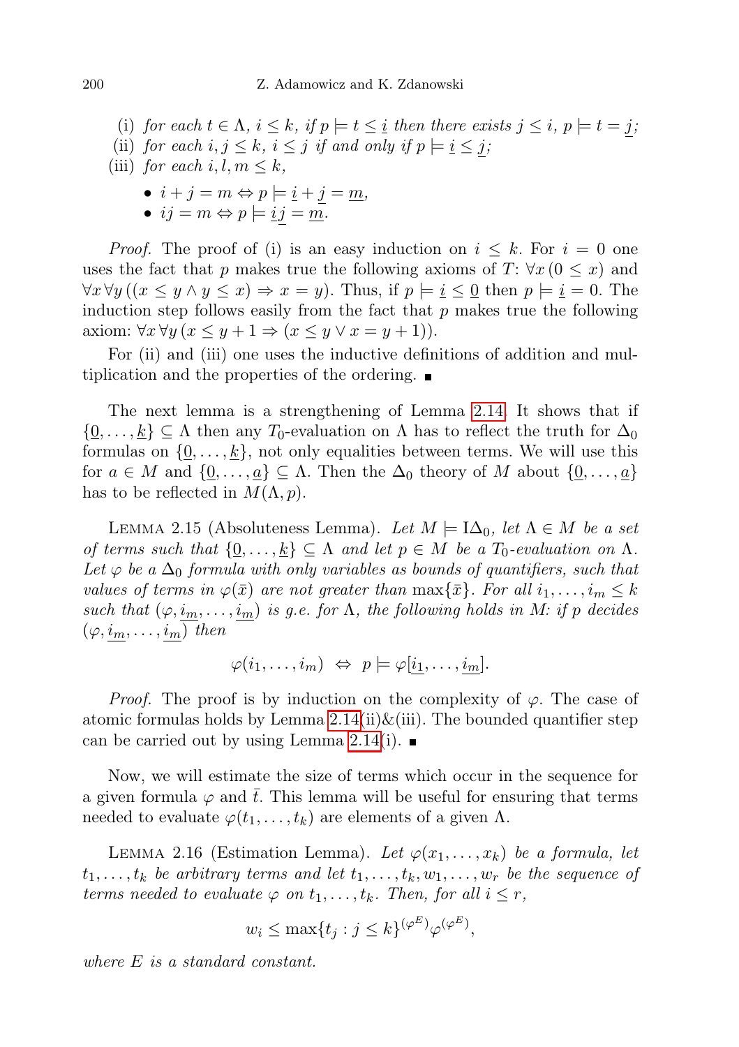(i) *for each $t \in \Lambda$, $i \leq k$, if $p \models t \leq \underline{i}$ then there exists $j \leq i$, $p \models t = \underline{j}$;*

(ii) *for each $i, j \leq k$, $i \leq j$ if and only if $p \models \underline{i} \leq \underline{j}$;*

(iii) *for each $i, l, m \leq k$,*

- $i + j = m \Leftrightarrow p \models \underline{i} + \underline{j} = \underline{m}$,
- $ij = m \Leftrightarrow p \models \underline{i}\,\underline{j} = \underline{m}$.

*Proof.* The proof of (i) is an easy induction on $i \leq k$. For $i = 0$ one uses the fact that $p$ makes true the following axioms of $T$: $\forall x\,(0 \leq x)$ and $\forall x\,\forall y\,((x \leq y \wedge y \leq x) \Rightarrow x = y)$. Thus, if $p \models \underline{i} \leq \underline{0}$ then $p \models \underline{i} = 0$. The induction step follows easily from the fact that $p$ makes true the following axiom: $\forall x\,\forall y\,(x \leq y + 1 \Rightarrow (x \leq y \vee x = y + 1))$.

For (ii) and (iii) one uses the inductive definitions of addition and multiplication and the properties of the ordering. ∎

The next lemma is a strengthening of Lemma 2.14. It shows that if $\{\underline{0}, \ldots, \underline{k}\} \subseteq \Lambda$ then any $T_0$-evaluation on $\Lambda$ has to reflect the truth for $\Delta_0$ formulas on $\{\underline{0}, \ldots, \underline{k}\}$, not only equalities between terms. We will use this for $a \in M$ and $\{\underline{0}, \ldots, \underline{a}\} \subseteq \Lambda$. Then the $\Delta_0$ theory of $M$ about $\{\underline{0}, \ldots, \underline{a}\}$ has to be reflected in $M(\Lambda, p)$.

Lemma 2.15 (Absoluteness Lemma). *Let $M \models \mathrm{I}\Delta_0$, let $\Lambda \in M$ be a set of terms such that $\{\underline{0}, \ldots, \underline{k}\} \subseteq \Lambda$ and let $p \in M$ be a $T_0$-evaluation on $\Lambda$. Let $\varphi$ be a $\Delta_0$ formula with only variables as bounds of quantifiers, such that values of terms in $\varphi(\bar{x})$ are not greater than $\max\{\bar{x}\}$. For all $i_1, \ldots, i_m \leq k$ such that $(\varphi, \underline{i_m}, \ldots, \underline{i_m})$ is g.e. for $\Lambda$, the following holds in $M$: if $p$ decides $(\varphi, \underline{i_m}, \ldots, \underline{i_m})$ then*

$$\varphi(i_1, \ldots, i_m) \;\Leftrightarrow\; p \models \varphi[\underline{i_1}, \ldots, \underline{i_m}].$$

*Proof.* The proof is by induction on the complexity of $\varphi$. The case of atomic formulas holds by Lemma 2.14(ii)&(iii). The bounded quantifier step can be carried out by using Lemma 2.14(i). ∎

Now, we will estimate the size of terms which occur in the sequence for a given formula $\varphi$ and $\bar{t}$. This lemma will be useful for ensuring that terms needed to evaluate $\varphi(t_1, \ldots, t_k)$ are elements of a given $\Lambda$.

Lemma 2.16 (Estimation Lemma). *Let $\varphi(x_1, \ldots, x_k)$ be a formula, let $t_1, \ldots, t_k$ be arbitrary terms and let $t_1, \ldots, t_k, w_1, \ldots, w_r$ be the sequence of terms needed to evaluate $\varphi$ on $t_1, \ldots, t_k$. Then, for all $i \leq r$,*

$$w_i \leq \max\{t_j : j \leq k\}^{(\varphi^E)} \varphi^{(\varphi^E)},$$

*where $E$ is a standard constant.*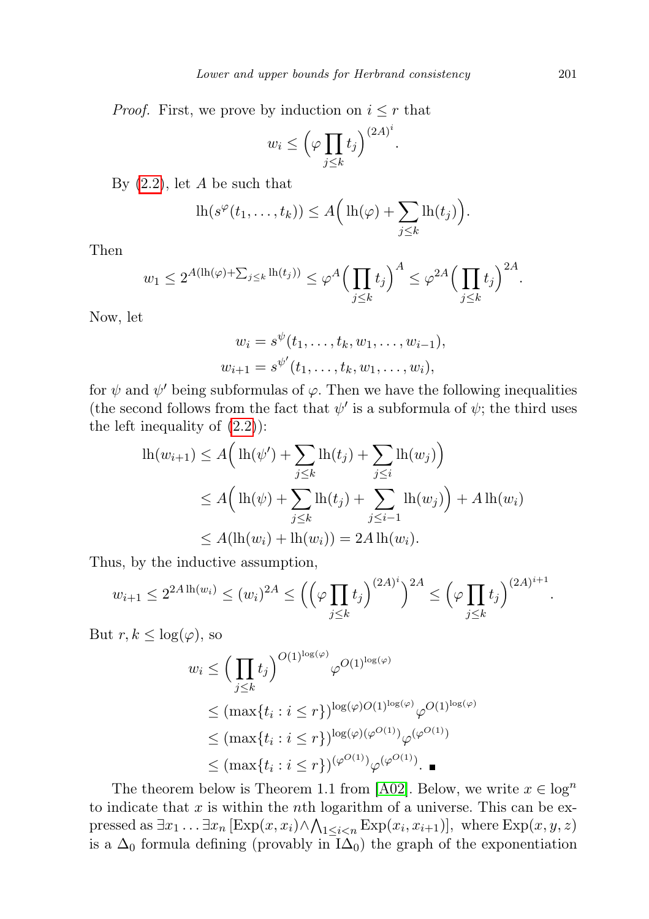*Proof.* First, we prove by induction on $i \le r$ that

$$w_i \le \Big(\varphi \prod_{j\le k} t_j\Big)^{(2A)^i}.$$

By (2.2), let $A$ be such that

$$\mathrm{lh}(s^\varphi(t_1,\dots,t_k)) \le A\Big(\mathrm{lh}(\varphi) + \sum_{j\le k}\mathrm{lh}(t_j)\Big).$$

Then

$$w_1 \le 2^{A(\mathrm{lh}(\varphi)+\sum_{j\le k}\mathrm{lh}(t_j))} \le \varphi^A\Big(\prod_{j\le k} t_j\Big)^A \le \varphi^{2A}\Big(\prod_{j\le k} t_j\Big)^{2A}.$$

Now, let

$$w_i = s^\psi(t_1,\dots,t_k,w_1,\dots,w_{i-1}),$$
$$w_{i+1} = s^{\psi'}(t_1,\dots,t_k,w_1,\dots,w_i),$$

for $\psi$ and $\psi'$ being subformulas of $\varphi$. Then we have the following inequalities (the second follows from the fact that $\psi'$ is a subformula of $\psi$; the third uses the left inequality of (2.2)):

$$\begin{aligned}
\mathrm{lh}(w_{i+1}) &\le A\Big(\mathrm{lh}(\psi') + \sum_{j\le k}\mathrm{lh}(t_j) + \sum_{j\le i}\mathrm{lh}(w_j)\Big)\\
&\le A\Big(\mathrm{lh}(\psi) + \sum_{j\le k}\mathrm{lh}(t_j) + \sum_{j\le i-1}\mathrm{lh}(w_j)\Big) + A\,\mathrm{lh}(w_i)\\
&\le A(\mathrm{lh}(w_i)+\mathrm{lh}(w_i)) = 2A\,\mathrm{lh}(w_i).
\end{aligned}$$

Thus, by the inductive assumption,

$$w_{i+1} \le 2^{2A\,\mathrm{lh}(w_i)} \le (w_i)^{2A} \le \Big(\Big(\varphi\prod_{j\le k}t_j\Big)^{(2A)^i}\Big)^{2A} \le \Big(\varphi\prod_{j\le k}t_j\Big)^{(2A)^{i+1}}.$$

But $r,k \le \log(\varphi)$, so

$$\begin{aligned}
w_i &\le \Big(\prod_{j\le k} t_j\Big)^{O(1)^{\log(\varphi)}}\varphi^{O(1)^{\log(\varphi)}}\\
&\le (\max\{t_i : i\le r\})^{\log(\varphi)O(1)^{\log(\varphi)}}\varphi^{O(1)^{\log(\varphi)}}\\
&\le (\max\{t_i : i\le r\})^{\log(\varphi)(\varphi^{O(1)})}\varphi^{(\varphi^{O(1)})}\\
&\le (\max\{t_i : i\le r\})^{(\varphi^{O(1)})}\varphi^{(\varphi^{O(1)})}. \ \blacksquare
\end{aligned}$$

The theorem below is Theorem 1.1 from [A02]. Below, we write $x \in \log^n$ to indicate that $x$ is within the $n$th logarithm of a universe. This can be expressed as $\exists x_1 \dots \exists x_n\,[\mathrm{Exp}(x,x_i) \wedge \bigwedge_{1\le i<n}\mathrm{Exp}(x_i,x_{i+1})]$, where $\mathrm{Exp}(x,y,z)$ is a $\Delta_0$ formula defining (provably in $\mathrm{I}\Delta_0$) the graph of the exponentiation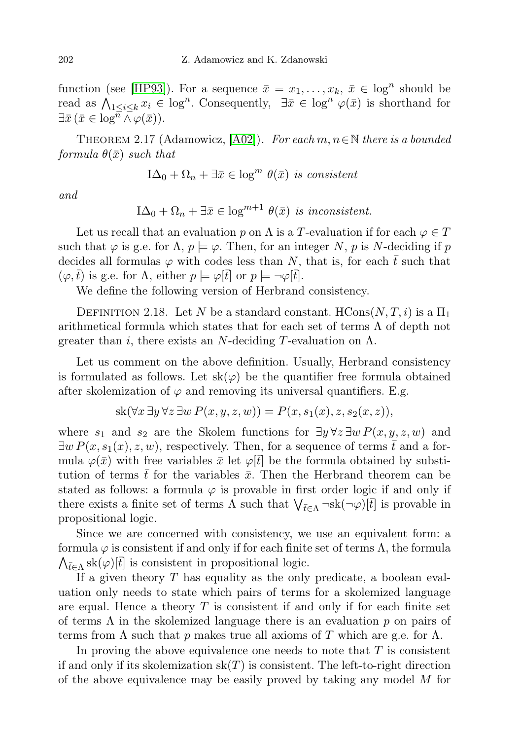function (see [HP93]). For a sequence $\bar{x} = x_1, \ldots, x_k$, $\bar{x} \in \log^n$ should be read as $\bigwedge_{1 \leq i \leq k} x_i \in \log^n$. Consequently, $\exists \bar{x} \in \log^n \varphi(\bar{x})$ is shorthand for $\exists \bar{x}\, (\bar{x} \in \log^n \wedge \varphi(\bar{x}))$.

THEOREM 2.17 (Adamowicz, [A02]). *For each $m, n \in \mathbb{N}$ there is a bounded formula $\theta(\bar{x})$ such that*

$$\mathrm{I}\Delta_0 + \Omega_n + \exists \bar{x} \in \log^m \theta(\bar{x}) \text{ is consistent}$$

*and*

$$\mathrm{I}\Delta_0 + \Omega_n + \exists \bar{x} \in \log^{m+1} \theta(\bar{x}) \text{ is inconsistent.}$$

Let us recall that an evaluation $p$ on $\Lambda$ is a $T$-evaluation if for each $\varphi \in T$ such that $\varphi$ is g.e. for $\Lambda$, $p \models \varphi$. Then, for an integer $N$, $p$ is $N$-deciding if $p$ decides all formulas $\varphi$ with codes less than $N$, that is, for each $\bar{t}$ such that $(\varphi, \bar{t})$ is g.e. for $\Lambda$, either $p \models \varphi[\bar{t}]$ or $p \models \neg\varphi[\bar{t}]$.

We define the following version of Herbrand consistency.

DEFINITION 2.18. Let $N$ be a standard constant. $\mathrm{HCons}(N, T, i)$ is a $\Pi_1$ arithmetical formula which states that for each set of terms $\Lambda$ of depth not greater than $i$, there exists an $N$-deciding $T$-evaluation on $\Lambda$.

Let us comment on the above definition. Usually, Herbrand consistency is formulated as follows. Let $\mathrm{sk}(\varphi)$ be the quantifier free formula obtained after skolemization of $\varphi$ and removing its universal quantifiers. E.g.

$$\mathrm{sk}(\forall x\, \exists y\, \forall z\, \exists w\, P(x, y, z, w)) = P(x, s_1(x), z, s_2(x, z)),$$

where $s_1$ and $s_2$ are the Skolem functions for $\exists y\, \forall z\, \exists w\, P(x, y, z, w)$ and $\exists w\, P(x, s_1(x), z, w)$, respectively. Then, for a sequence of terms $\bar{t}$ and a formula $\varphi(\bar{x})$ with free variables $\bar{x}$ let $\varphi[\bar{t}]$ be the formula obtained by substitution of terms $\bar{t}$ for the variables $\bar{x}$. Then the Herbrand theorem can be stated as follows: a formula $\varphi$ is provable in first order logic if and only if there exists a finite set of terms $\Lambda$ such that $\bigvee_{\bar{t} \in \Lambda} \neg\mathrm{sk}(\neg\varphi)[\bar{t}]$ is provable in propositional logic.

Since we are concerned with consistency, we use an equivalent form: a formula $\varphi$ is consistent if and only if for each finite set of terms $\Lambda$, the formula $\bigwedge_{\bar{t} \in \Lambda} \mathrm{sk}(\varphi)[\bar{t}]$ is consistent in propositional logic.

If a given theory $T$ has equality as the only predicate, a boolean evaluation only needs to state which pairs of terms for a skolemized language are equal. Hence a theory $T$ is consistent if and only if for each finite set of terms $\Lambda$ in the skolemized language there is an evaluation $p$ on pairs of terms from $\Lambda$ such that $p$ makes true all axioms of $T$ which are g.e. for $\Lambda$.

In proving the above equivalence one needs to note that $T$ is consistent if and only if its skolemization $\mathrm{sk}(T)$ is consistent. The left-to-right direction of the above equivalence may be easily proved by taking any model $M$ for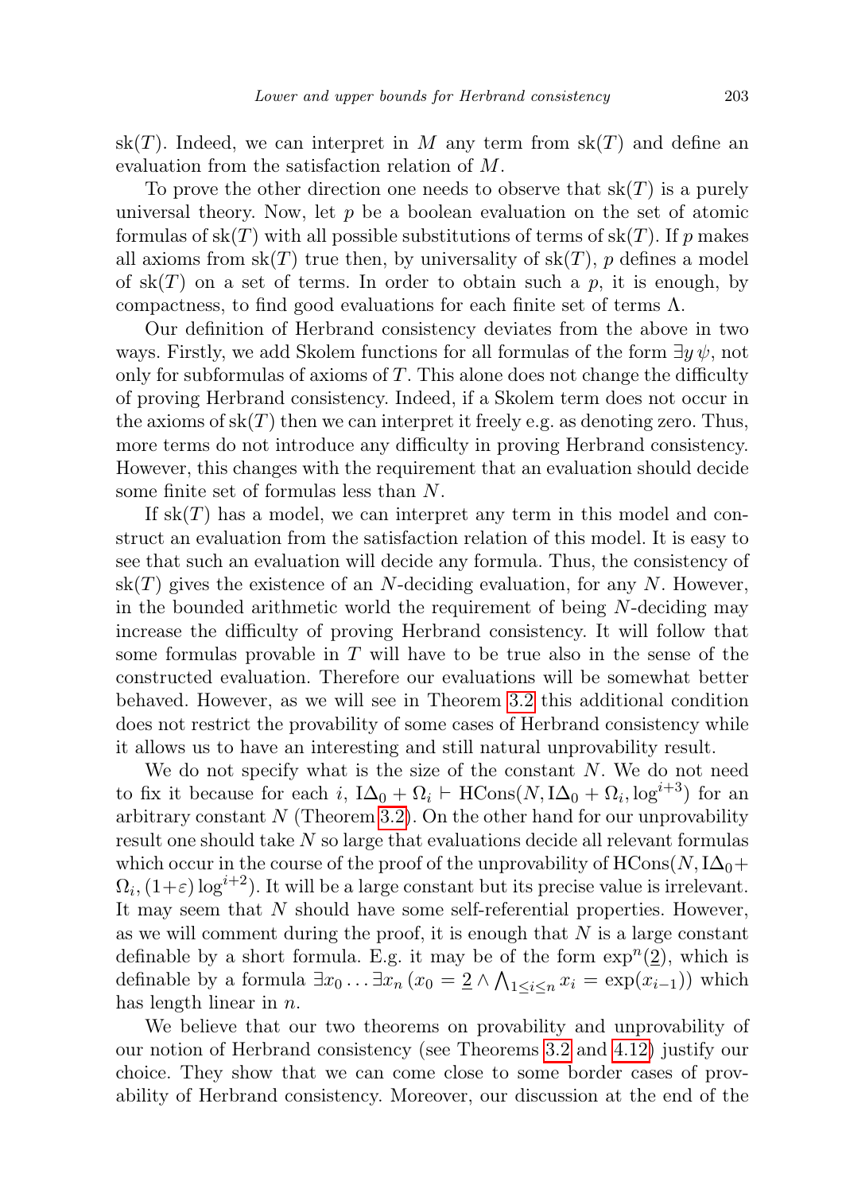$\mathrm{sk}(T)$. Indeed, we can interpret in $M$ any term from $\mathrm{sk}(T)$ and define an evaluation from the satisfaction relation of $M$.

To prove the other direction one needs to observe that $\mathrm{sk}(T)$ is a purely universal theory. Now, let $p$ be a boolean evaluation on the set of atomic formulas of $\mathrm{sk}(T)$ with all possible substitutions of terms of $\mathrm{sk}(T)$. If $p$ makes all axioms from $\mathrm{sk}(T)$ true then, by universality of $\mathrm{sk}(T)$, $p$ defines a model of $\mathrm{sk}(T)$ on a set of terms. In order to obtain such a $p$, it is enough, by compactness, to find good evaluations for each finite set of terms $\Lambda$.

Our definition of Herbrand consistency deviates from the above in two ways. Firstly, we add Skolem functions for all formulas of the form $\exists y\, \psi$, not only for subformulas of axioms of $T$. This alone does not change the difficulty of proving Herbrand consistency. Indeed, if a Skolem term does not occur in the axioms of $\mathrm{sk}(T)$ then we can interpret it freely e.g. as denoting zero. Thus, more terms do not introduce any difficulty in proving Herbrand consistency. However, this changes with the requirement that an evaluation should decide some finite set of formulas less than $N$.

If $\mathrm{sk}(T)$ has a model, we can interpret any term in this model and construct an evaluation from the satisfaction relation of this model. It is easy to see that such an evaluation will decide any formula. Thus, the consistency of $\mathrm{sk}(T)$ gives the existence of an $N$-deciding evaluation, for any $N$. However, in the bounded arithmetic world the requirement of being $N$-deciding may increase the difficulty of proving Herbrand consistency. It will follow that some formulas provable in $T$ will have to be true also in the sense of the constructed evaluation. Therefore our evaluations will be somewhat better behaved. However, as we will see in Theorem 3.2 this additional condition does not restrict the provability of some cases of Herbrand consistency while it allows us to have an interesting and still natural unprovability result.

We do not specify what is the size of the constant $N$. We do not need to fix it because for each $i$, $\mathrm{I}\Delta_0 + \Omega_i \vdash \mathrm{HCons}(N, \mathrm{I}\Delta_0 + \Omega_i, \log^{i+3})$ for an arbitrary constant $N$ (Theorem 3.2). On the other hand for our unprovability result one should take $N$ so large that evaluations decide all relevant formulas which occur in the course of the proof of the unprovability of $\mathrm{HCons}(N, \mathrm{I}\Delta_0 + \Omega_i, (1+\varepsilon)\log^{i+2})$. It will be a large constant but its precise value is irrelevant. It may seem that $N$ should have some self-referential properties. However, as we will comment during the proof, it is enough that $N$ is a large constant definable by a short formula. E.g. it may be of the form $\exp^n(\underline{2})$, which is definable by a formula $\exists x_0 \ldots \exists x_n\, (x_0 = \underline{2} \wedge \bigwedge_{1 \leq i \leq n} x_i = \exp(x_{i-1}))$ which has length linear in $n$.

We believe that our two theorems on provability and unprovability of our notion of Herbrand consistency (see Theorems 3.2 and 4.12) justify our choice. They show that we can come close to some border cases of provability of Herbrand consistency. Moreover, our discussion at the end of the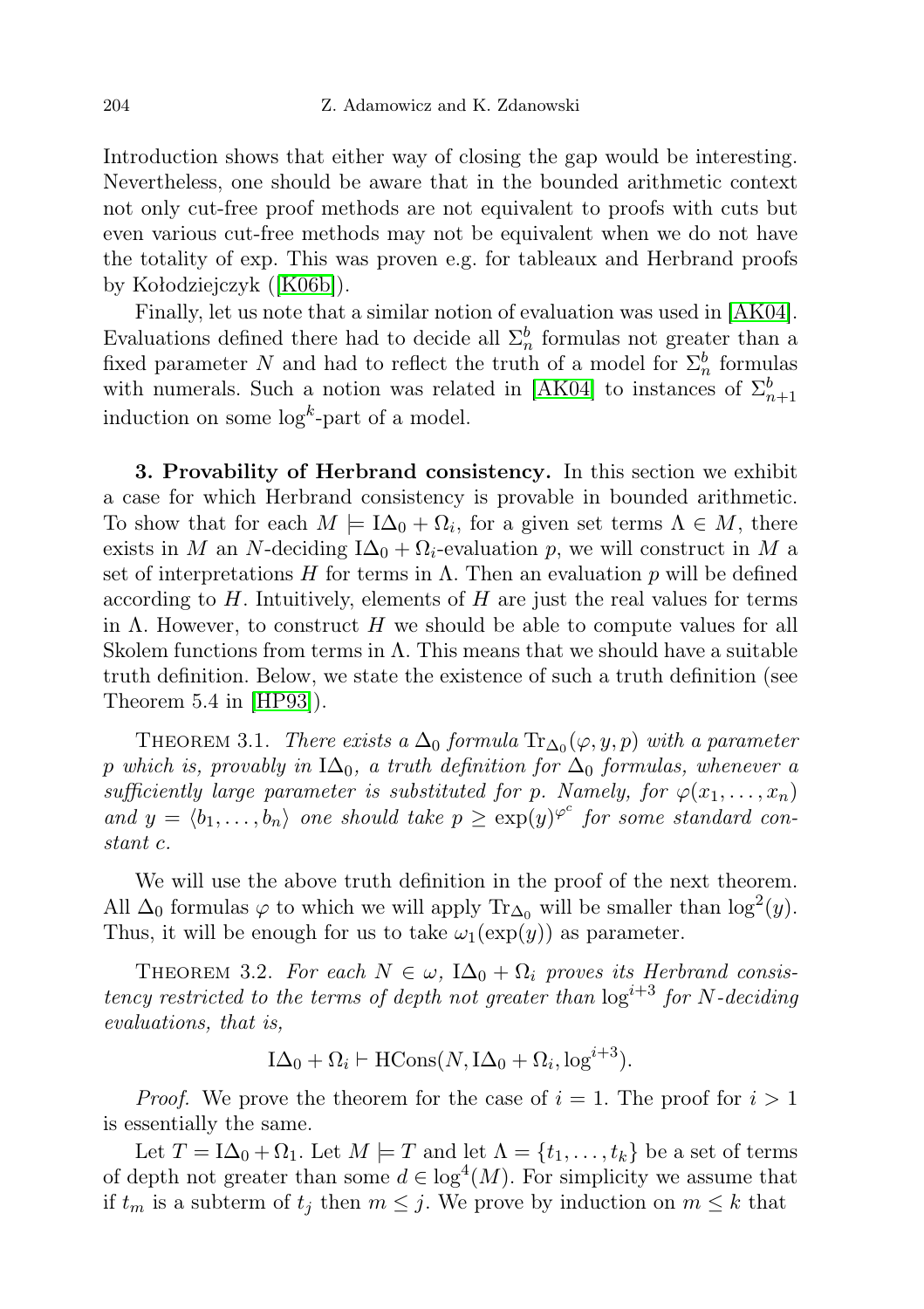Introduction shows that either way of closing the gap would be interesting. Nevertheless, one should be aware that in the bounded arithmetic context not only cut-free proof methods are not equivalent to proofs with cuts but even various cut-free methods may not be equivalent when we do not have the totality of exp. This was proven e.g. for tableaux and Herbrand proofs by Kołodziejczyk ([K06b]).

Finally, let us note that a similar notion of evaluation was used in [AK04]. Evaluations defined there had to decide all $\Sigma_n^b$ formulas not greater than a fixed parameter $N$ and had to reflect the truth of a model for $\Sigma_n^b$ formulas with numerals. Such a notion was related in [AK04] to instances of $\Sigma_{n+1}^b$ induction on some $\log^k$-part of a model.

**3. Provability of Herbrand consistency.** In this section we exhibit a case for which Herbrand consistency is provable in bounded arithmetic. To show that for each $M \models \mathrm{I}\Delta_0 + \Omega_i$, for a given set terms $\Lambda \in M$, there exists in $M$ an $N$-deciding $\mathrm{I}\Delta_0 + \Omega_i$-evaluation $p$, we will construct in $M$ a set of interpretations $H$ for terms in $\Lambda$. Then an evaluation $p$ will be defined according to $H$. Intuitively, elements of $H$ are just the real values for terms in $\Lambda$. However, to construct $H$ we should be able to compute values for all Skolem functions from terms in $\Lambda$. This means that we should have a suitable truth definition. Below, we state the existence of such a truth definition (see Theorem 5.4 in [HP93]).

THEOREM 3.1. *There exists a $\Delta_0$ formula $\mathrm{Tr}_{\Delta_0}(\varphi, y, p)$ with a parameter $p$ which is, provably in $\mathrm{I}\Delta_0$, a truth definition for $\Delta_0$ formulas, whenever a sufficiently large parameter is substituted for $p$. Namely, for $\varphi(x_1, \ldots, x_n)$ and $y = \langle b_1, \ldots, b_n \rangle$ one should take $p \geq \exp(y)^{\varphi^c}$ for some standard constant $c$.*

We will use the above truth definition in the proof of the next theorem. All $\Delta_0$ formulas $\varphi$ to which we will apply $\mathrm{Tr}_{\Delta_0}$ will be smaller than $\log^2(y)$. Thus, it will be enough for us to take $\omega_1(\exp(y))$ as parameter.

THEOREM 3.2. *For each $N \in \omega$, $\mathrm{I}\Delta_0 + \Omega_i$ proves its Herbrand consistency restricted to the terms of depth not greater than $\log^{i+3}$ for $N$-deciding evaluations, that is,*

$$\mathrm{I}\Delta_0 + \Omega_i \vdash \mathrm{HCons}(N, \mathrm{I}\Delta_0 + \Omega_i, \log^{i+3}).$$

*Proof.* We prove the theorem for the case of $i = 1$. The proof for $i > 1$ is essentially the same.

Let $T = \mathrm{I}\Delta_0 + \Omega_1$. Let $M \models T$ and let $\Lambda = \{t_1, \ldots, t_k\}$ be a set of terms of depth not greater than some $d \in \log^4(M)$. For simplicity we assume that if $t_m$ is a subterm of $t_j$ then $m \leq j$. We prove by induction on $m \leq k$ that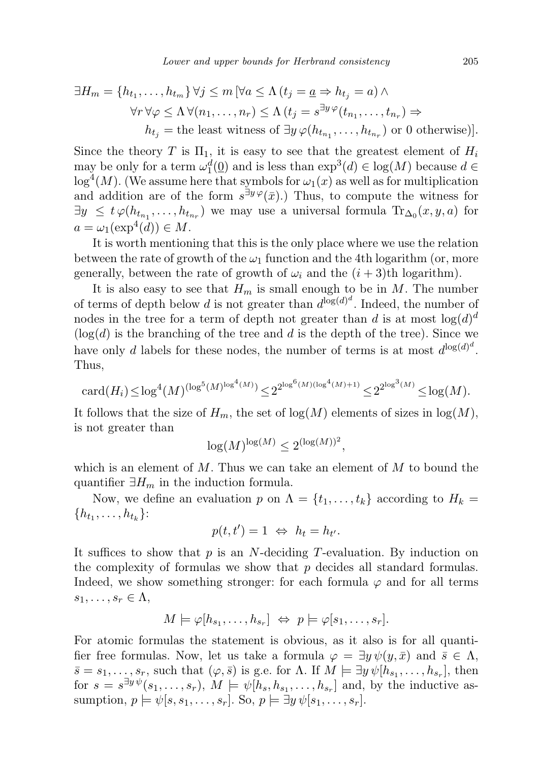$$\exists H_m = \{h_{t_1}, \ldots, h_{t_m}\}\, \forall j \leq m\, [\forall a \leq \Lambda\, (t_j = \underline{a} \Rightarrow h_{t_j} = a) \wedge$$
$$\forall r\, \forall \varphi \leq \Lambda\, \forall (n_1, \ldots, n_r) \leq \Lambda\, (t_j = s^{\exists y\, \varphi}(t_{n_1}, \ldots, t_{n_r}) \Rightarrow$$
$$h_{t_j} = \text{the least witness of } \exists y\, \varphi(h_{t_{n_1}}, \ldots, h_{t_{n_r}}) \text{ or } 0 \text{ otherwise})].$$

Since the theory $T$ is $\Pi_1$, it is easy to see that the greatest element of $H_i$ may be only for a term $\omega_1^d(\underline{0})$ and is less than $\exp^3(d) \in \log(M)$ because $d \in \log^4(M)$. (We assume here that symbols for $\omega_1(x)$ as well as for multiplication and addition are of the form $s^{\exists y\, \varphi}(\bar{x})$.) Thus, to compute the witness for $\exists y \leq t\, \varphi(h_{t_{n_1}}, \ldots, h_{t_{n_r}})$ we may use a universal formula $\mathrm{Tr}_{\Delta_0}(x, y, a)$ for $a = \omega_1(\exp^4(d)) \in M$.

It is worth mentioning that this is the only place where we use the relation between the rate of growth of the $\omega_1$ function and the 4th logarithm (or, more generally, between the rate of growth of $\omega_i$ and the $(i+3)$th logarithm).

It is also easy to see that $H_m$ is small enough to be in $M$. The number of terms of depth below $d$ is not greater than $d^{\log(d)^d}$. Indeed, the number of nodes in the tree for a term of depth not greater than $d$ is at most $\log(d)^d$ ($\log(d)$ is the branching of the tree and $d$ is the depth of the tree). Since we have only $d$ labels for these nodes, the number of terms is at most $d^{\log(d)^d}$. Thus,

$$\mathrm{card}(H_i) \leq \log^4(M)^{(\log^5(M)^{\log^4(M)})} \leq 2^{2^{\log^6(M)(\log^4(M)+1)}} \leq 2^{2^{\log^3(M)}} \leq \log(M).$$

It follows that the size of $H_m$, the set of $\log(M)$ elements of sizes in $\log(M)$, is not greater than

$$\log(M)^{\log(M)} \leq 2^{(\log(M))^2},$$

which is an element of $M$. Thus we can take an element of $M$ to bound the quantifier $\exists H_m$ in the induction formula.

Now, we define an evaluation $p$ on $\Lambda = \{t_1, \ldots, t_k\}$ according to $H_k = \{h_{t_1}, \ldots, h_{t_k}\}$:

$$p(t, t') = 1 \;\Leftrightarrow\; h_t = h_{t'}.$$

It suffices to show that $p$ is an $N$-deciding $T$-evaluation. By induction on the complexity of formulas we show that $p$ decides all standard formulas. Indeed, we show something stronger: for each formula $\varphi$ and for all terms $s_1, \ldots, s_r \in \Lambda$,

$$M \models \varphi[h_{s_1}, \ldots, h_{s_r}] \;\Leftrightarrow\; p \models \varphi[s_1, \ldots, s_r].$$

For atomic formulas the statement is obvious, as it also is for all quantifier free formulas. Now, let us take a formula $\varphi = \exists y\, \psi(y, \bar{x})$ and $\bar{s} \in \Lambda$, $\bar{s} = s_1, \ldots, s_r$, such that $(\varphi, \bar{s})$ is g.e. for $\Lambda$. If $M \models \exists y\, \psi[h_{s_1}, \ldots, h_{s_r}]$, then for $s = s^{\exists y\, \psi}(s_1, \ldots, s_r)$, $M \models \psi[h_s, h_{s_1}, \ldots, h_{s_r}]$ and, by the inductive assumption, $p \models \psi[s, s_1, \ldots, s_r]$. So, $p \models \exists y\, \psi[s_1, \ldots, s_r]$.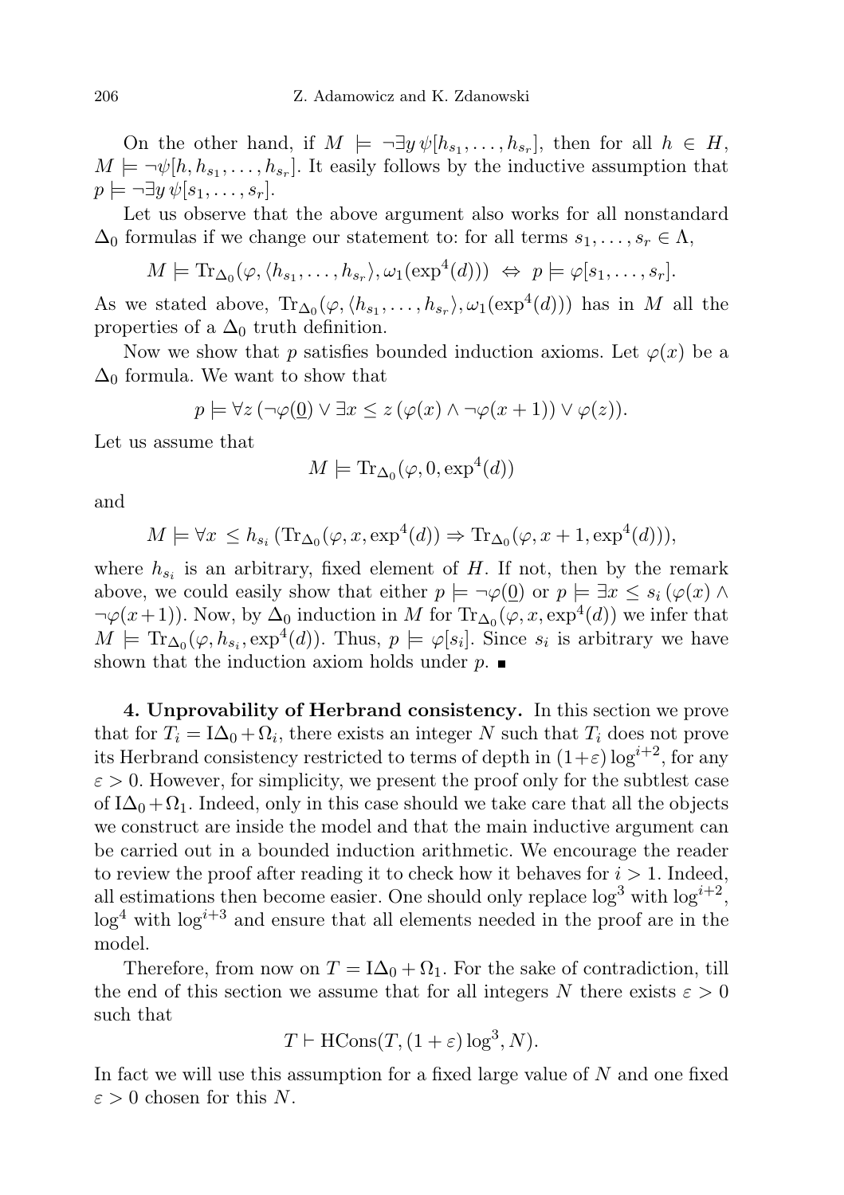On the other hand, if $M \models \neg\exists y\, \psi[h_{s_1}, \ldots, h_{s_r}]$, then for all $h \in H$, $M \models \neg\psi[h, h_{s_1}, \ldots, h_{s_r}]$. It easily follows by the inductive assumption that $p \models \neg\exists y\, \psi[s_1, \ldots, s_r]$.

Let us observe that the above argument also works for all nonstandard $\Delta_0$ formulas if we change our statement to: for all terms $s_1, \ldots, s_r \in \Lambda$,

$$M \models \mathrm{Tr}_{\Delta_0}(\varphi, \langle h_{s_1}, \ldots, h_{s_r}\rangle, \omega_1(\exp^4(d))) \ \Leftrightarrow\ p \models \varphi[s_1, \ldots, s_r].$$

As we stated above, $\mathrm{Tr}_{\Delta_0}(\varphi, \langle h_{s_1}, \ldots, h_{s_r}\rangle, \omega_1(\exp^4(d)))$ has in $M$ all the properties of a $\Delta_0$ truth definition.

Now we show that $p$ satisfies bounded induction axioms. Let $\varphi(x)$ be a $\Delta_0$ formula. We want to show that

$$p \models \forall z\, (\neg\varphi(\underline{0}) \vee \exists x \le z\, (\varphi(x) \wedge \neg\varphi(x+1)) \vee \varphi(z)).$$

Let us assume that

$$M \models \mathrm{Tr}_{\Delta_0}(\varphi, 0, \exp^4(d))$$

and

$$M \models \forall x\, \le h_{s_i}\, (\mathrm{Tr}_{\Delta_0}(\varphi, x, \exp^4(d)) \Rightarrow \mathrm{Tr}_{\Delta_0}(\varphi, x+1, \exp^4(d))),$$

where $h_{s_i}$ is an arbitrary, fixed element of $H$. If not, then by the remark above, we could easily show that either $p \models \neg\varphi(\underline{0})$ or $p \models \exists x \le s_i\, (\varphi(x) \wedge \neg\varphi(x+1))$. Now, by $\Delta_0$ induction in $M$ for $\mathrm{Tr}_{\Delta_0}(\varphi, x, \exp^4(d))$ we infer that $M \models \mathrm{Tr}_{\Delta_0}(\varphi, h_{s_i}, \exp^4(d))$. Thus, $p \models \varphi[s_i]$. Since $s_i$ is arbitrary we have shown that the induction axiom holds under $p$. ∎

**4. Unprovability of Herbrand consistency.** In this section we prove that for $T_i = \mathrm{I}\Delta_0 + \Omega_i$, there exists an integer $N$ such that $T_i$ does not prove its Herbrand consistency restricted to terms of depth in $(1+\varepsilon)\log^{i+2}$, for any $\varepsilon > 0$. However, for simplicity, we present the proof only for the subtlest case of $\mathrm{I}\Delta_0 + \Omega_1$. Indeed, only in this case should we take care that all the objects we construct are inside the model and that the main inductive argument can be carried out in a bounded induction arithmetic. We encourage the reader to review the proof after reading it to check how it behaves for $i > 1$. Indeed, all estimations then become easier. One should only replace $\log^3$ with $\log^{i+2}$, $\log^4$ with $\log^{i+3}$ and ensure that all elements needed in the proof are in the model.

Therefore, from now on $T = \mathrm{I}\Delta_0 + \Omega_1$. For the sake of contradiction, till the end of this section we assume that for all integers $N$ there exists $\varepsilon > 0$ such that

$$T \vdash \mathrm{HCons}(T, (1+\varepsilon)\log^3, N).$$

In fact we will use this assumption for a fixed large value of $N$ and one fixed $\varepsilon > 0$ chosen for this $N$.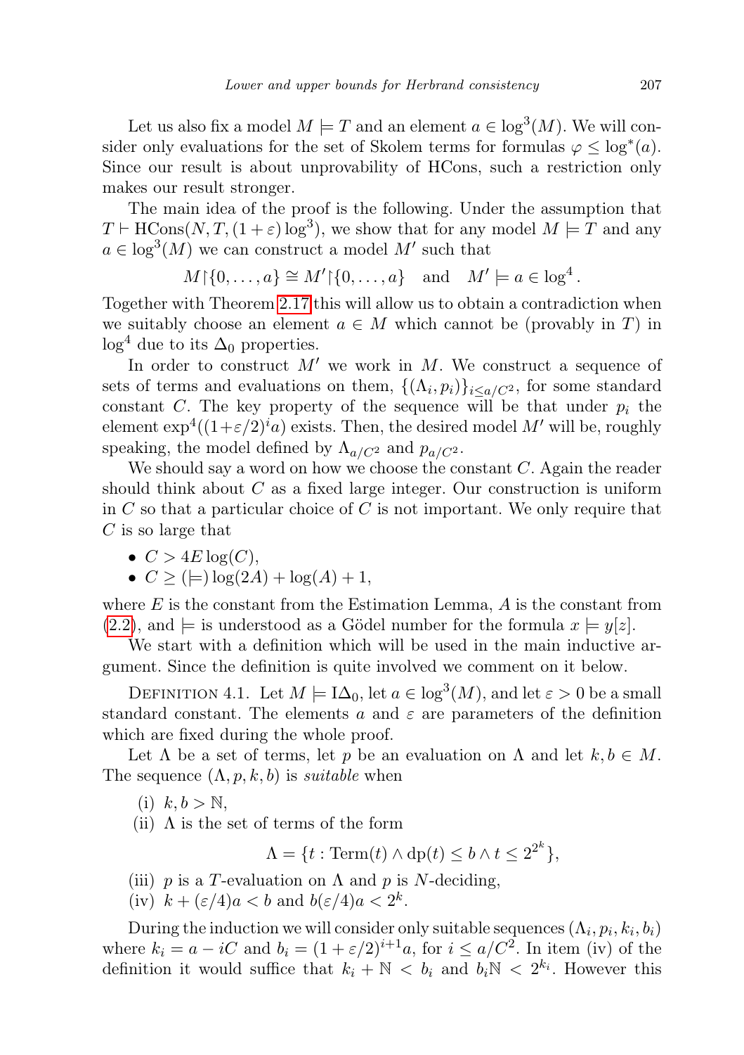Let us also fix a model $M \models T$ and an element $a \in \log^3(M)$. We will consider only evaluations for the set of Skolem terms for formulas $\varphi \leq \log^*(a)$. Since our result is about unprovability of HCons, such a restriction only makes our result stronger.

The main idea of the proof is the following. Under the assumption that $T \vdash \mathrm{HCons}(N, T, (1+\varepsilon)\log^3)$, we show that for any model $M \models T$ and any $a \in \log^3(M)$ we can construct a model $M'$ such that

$$M{\restriction}\{0,\dots,a\} \cong M'{\restriction}\{0,\dots,a\} \quad \text{and} \quad M' \models a \in \log^4.$$

Together with Theorem 2.17 this will allow us to obtain a contradiction when we suitably choose an element $a \in M$ which cannot be (provably in $T$) in $\log^4$ due to its $\Delta_0$ properties.

In order to construct $M'$ we work in $M$. We construct a sequence of sets of terms and evaluations on them, $\{(\Lambda_i, p_i)\}_{i \leq a/C^2}$, for some standard constant $C$. The key property of the sequence will be that under $p_i$ the element $\exp^4((1+\varepsilon/2)^i a)$ exists. Then, the desired model $M'$ will be, roughly speaking, the model defined by $\Lambda_{a/C^2}$ and $p_{a/C^2}$.

We should say a word on how we choose the constant $C$. Again the reader should think about $C$ as a fixed large integer. Our construction is uniform in $C$ so that a particular choice of $C$ is not important. We only require that $C$ is so large that

- $C > 4E\log(C)$,
- $C \geq (\models)\log(2A) + \log(A) + 1$,

where $E$ is the constant from the Estimation Lemma, $A$ is the constant from (2.2), and $\models$ is understood as a Gödel number for the formula $x \models y[z]$.

We start with a definition which will be used in the main inductive argument. Since the definition is quite involved we comment on it below.

Definition 4.1. Let $M \models \mathrm{I}\Delta_0$, let $a \in \log^3(M)$, and let $\varepsilon > 0$ be a small standard constant. The elements $a$ and $\varepsilon$ are parameters of the definition which are fixed during the whole proof.

Let $\Lambda$ be a set of terms, let $p$ be an evaluation on $\Lambda$ and let $k, b \in M$. The sequence $(\Lambda, p, k, b)$ is *suitable* when

(i) $k, b > \mathbb{N}$,

(ii) $\Lambda$ is the set of terms of the form

$$\Lambda = \{t : \mathrm{Term}(t) \wedge \mathrm{dp}(t) \leq b \wedge t \leq 2^{2^k}\},$$

(iii) $p$ is a $T$-evaluation on $\Lambda$ and $p$ is $N$-deciding,

(iv) $k + (\varepsilon/4)a < b$ and $b(\varepsilon/4)a < 2^k$.

During the induction we will consider only suitable sequences $(\Lambda_i, p_i, k_i, b_i)$ where $k_i = a - iC$ and $b_i = (1+\varepsilon/2)^{i+1}a$, for $i \leq a/C^2$. In item (iv) of the definition it would suffice that $k_i + \mathbb{N} < b_i$ and $b_i\mathbb{N} < 2^{k_i}$. However this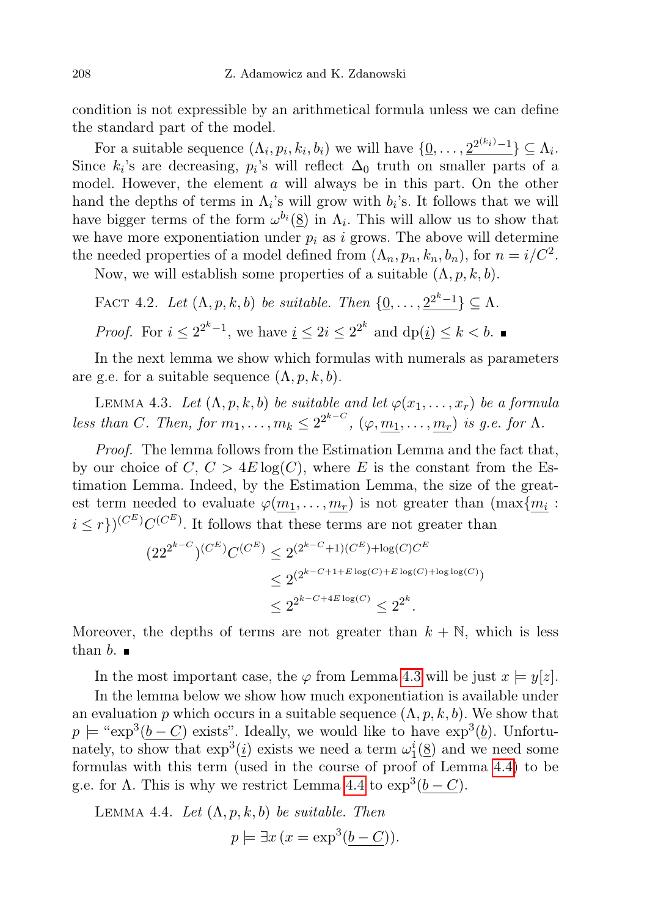condition is not expressible by an arithmetical formula unless we can define the standard part of the model.

For a suitable sequence $(\Lambda_i, p_i, k_i, b_i)$ we will have $\{\underline{0}, \ldots, \underline{2^{2^{(k_i)}-1}}\} \subseteq \Lambda_i$. Since $k_i$'s are decreasing, $p_i$'s will reflect $\Delta_0$ truth on smaller parts of a model. However, the element $a$ will always be in this part. On the other hand the depths of terms in $\Lambda_i$'s will grow with $b_i$'s. It follows that we will have bigger terms of the form $\omega^{b_i}(\underline{8})$ in $\Lambda_i$. This will allow us to show that we have more exponentiation under $p_i$ as $i$ grows. The above will determine the needed properties of a model defined from $(\Lambda_n, p_n, k_n, b_n)$, for $n = i/C^2$.

Now, we will establish some properties of a suitable $(\Lambda, p, k, b)$.

Fact 4.2. *Let $(\Lambda, p, k, b)$ be suitable. Then $\{\underline{0}, \ldots, \underline{2^{2^k-1}}\} \subseteq \Lambda$.*

*Proof.* For $i \leq 2^{2^k-1}$, we have $\underline{i} \leq 2i \leq 2^{2^k}$ and $\mathrm{dp}(\underline{i}) \leq k < b$. ∎

In the next lemma we show which formulas with numerals as parameters are g.e. for a suitable sequence $(\Lambda, p, k, b)$.

Lemma 4.3. *Let $(\Lambda, p, k, b)$ be suitable and let $\varphi(x_1, \ldots, x_r)$ be a formula less than $C$. Then, for $m_1, \ldots, m_k \leq 2^{2^{k-C}}$, $(\varphi, \underline{m_1}, \ldots, \underline{m_r})$ is g.e. for $\Lambda$.*

*Proof.* The lemma follows from the Estimation Lemma and the fact that, by our choice of $C$, $C > 4E\log(C)$, where $E$ is the constant from the Estimation Lemma. Indeed, by the Estimation Lemma, the size of the greatest term needed to evaluate $\varphi(\underline{m_1}, \ldots, \underline{m_r})$ is not greater than $(\max\{\underline{m_i} : i \leq r\})^{(C^E)} C^{(C^E)}$. It follows that these terms are not greater than

$$
\begin{aligned}
(22^{2^{k-C}})^{(C^E)} C^{(C^E)} &\leq 2^{(2^{k-C}+1)(C^E) + \log(C) C^E} \\
&\leq 2^{(2^{k-C+1+E\log(C)+E\log(C)+\log\log(C)})} \\
&\leq 2^{2^{k-C+4E\log(C)}} \leq 2^{2^k}.
\end{aligned}
$$

Moreover, the depths of terms are not greater than $k + \mathbb{N}$, which is less than $b$. ∎

In the most important case, the $\varphi$ from Lemma 4.3 will be just $x \models y[z]$.

In the lemma below we show how much exponentiation is available under an evaluation $p$ which occurs in a suitable sequence $(\Lambda, p, k, b)$. We show that $p \models$ "$\exp^3(\underline{b-C})$ exists". Ideally, we would like to have $\exp^3(\underline{b})$. Unfortunately, to show that $\exp^3(\underline{i})$ exists we need a term $\omega_1^i(\underline{8})$ and we need some formulas with this term (used in the course of proof of Lemma 4.4) to be g.e. for $\Lambda$. This is why we restrict Lemma 4.4 to $\exp^3(\underline{b-C})$.

Lemma 4.4. *Let $(\Lambda, p, k, b)$ be suitable. Then*

$$p \models \exists x\, (x = \exp^3(\underline{b-C})).$$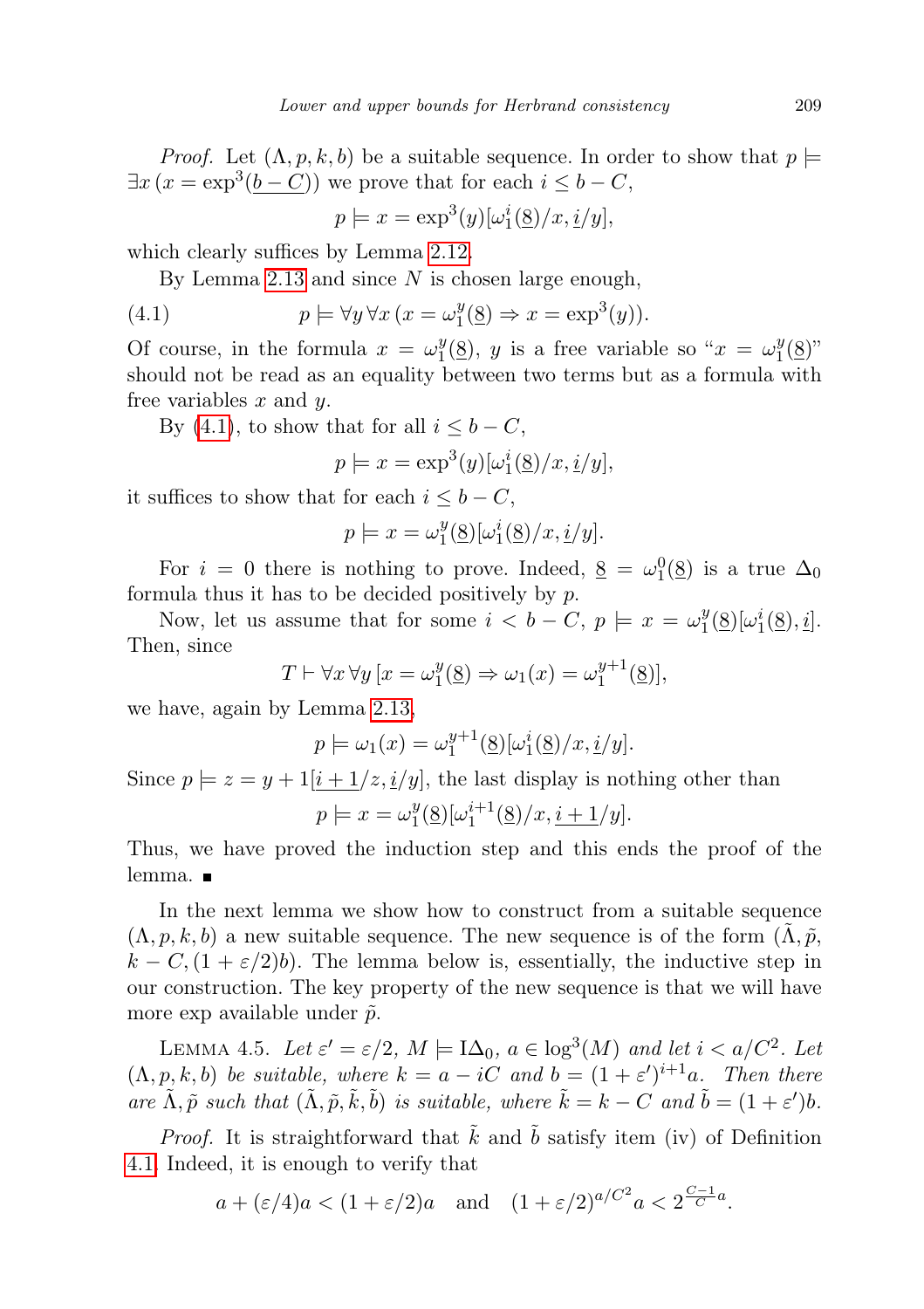*Proof.* Let $(\Lambda, p, k, b)$ be a suitable sequence. In order to show that $p \models \exists x\, (x = \exp^3(\underline{b-C}))$ we prove that for each $i \leq b - C$,

$$p \models x = \exp^3(y)[\omega_1^i(\underline{8})/x, \underline{i}/y],$$

which clearly suffices by Lemma 2.12.

By Lemma 2.13 and since $N$ is chosen large enough,

$$p \models \forall y\, \forall x\, (x = \omega_1^y(\underline{8}) \Rightarrow x = \exp^3(y)). \tag{4.1}$$

Of course, in the formula $x = \omega_1^y(\underline{8})$, $y$ is a free variable so "$x = \omega_1^y(\underline{8})$" should not be read as an equality between two terms but as a formula with free variables $x$ and $y$.

By (4.1), to show that for all $i \leq b - C$,

$$p \models x = \exp^3(y)[\omega_1^i(\underline{8})/x, \underline{i}/y],$$

it suffices to show that for each $i \leq b - C$,

$$p \models x = \omega_1^y(\underline{8})[\omega_1^i(\underline{8})/x, \underline{i}/y].$$

For $i = 0$ there is nothing to prove. Indeed, $\underline{8} = \omega_1^0(\underline{8})$ is a true $\Delta_0$ formula thus it has to be decided positively by $p$.

Now, let us assume that for some $i < b - C$, $p \models x = \omega_1^y(\underline{8})[\omega_1^i(\underline{8}), \underline{i}]$. Then, since

$$T \vdash \forall x\, \forall y\, [x = \omega_1^y(\underline{8}) \Rightarrow \omega_1(x) = \omega_1^{y+1}(\underline{8})],$$

we have, again by Lemma 2.13,

$$p \models \omega_1(x) = \omega_1^{y+1}(\underline{8})[\omega_1^i(\underline{8})/x, \underline{i}/y].$$

Since $p \models z = y + 1[\underline{i+1}/z, \underline{i}/y]$, the last display is nothing other than

$$p \models x = \omega_1^y(\underline{8})[\omega_1^{i+1}(\underline{8})/x, \underline{i+1}/y].$$

Thus, we have proved the induction step and this ends the proof of the lemma. ∎

In the next lemma we show how to construct from a suitable sequence $(\Lambda, p, k, b)$ a new suitable sequence. The new sequence is of the form $(\tilde{\Lambda}, \tilde{p}, k - C, (1 + \varepsilon/2)b)$. The lemma below is, essentially, the inductive step in our construction. The key property of the new sequence is that we will have more exp available under $\tilde{p}$.

Lemma 4.5. *Let $\varepsilon' = \varepsilon/2$, $M \models \mathrm{I}\Delta_0$, $a \in \log^3(M)$ and let $i < a/C^2$. Let $(\Lambda, p, k, b)$ be suitable, where $k = a - iC$ and $b = (1 + \varepsilon')^{i+1}a$. Then there are $\tilde{\Lambda}, \tilde{p}$ such that $(\tilde{\Lambda}, \tilde{p}, \tilde{k}, \tilde{b})$ is suitable, where $\tilde{k} = k - C$ and $\tilde{b} = (1 + \varepsilon')b$.*

*Proof.* It is straightforward that $\tilde{k}$ and $\tilde{b}$ satisfy item (iv) of Definition 4.1. Indeed, it is enough to verify that

$$a + (\varepsilon/4)a < (1 + \varepsilon/2)a \quad \text{and} \quad (1 + \varepsilon/2)^{a/C^2}a < 2^{\frac{C-1}{C}a}.$$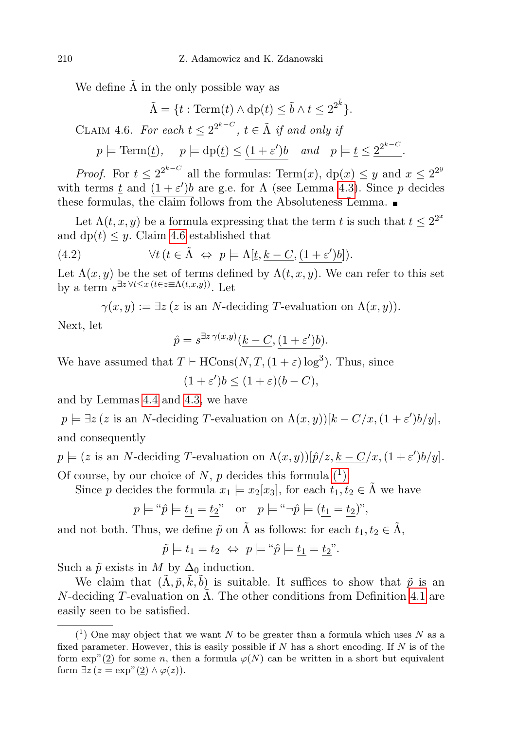We define $\tilde{\Lambda}$ in the only possible way as

$$\tilde{\Lambda} = \{t : \mathrm{Term}(t) \wedge \mathrm{dp}(t) \leq \tilde{b} \wedge t \leq 2^{2^{\tilde{k}}}\}.$$

Claim 4.6. *For each $t \leq 2^{2^{k-C}}$, $t \in \tilde{\Lambda}$ if and only if*

$$p \models \mathrm{Term}(\underline{t}), \quad p \models \mathrm{dp}(\underline{t}) \leq \underline{(1+\varepsilon')b} \quad \textit{and} \quad p \models \underline{t} \leq \underline{2^{2^{k-C}}}.$$

*Proof.* For $t \leq 2^{2^{k-C}}$ all the formulas: $\mathrm{Term}(x)$, $\mathrm{dp}(x) \leq y$ and $x \leq 2^{2^y}$ with terms $\underline{t}$ and $\underline{(1+\varepsilon')b}$ are g.e. for $\Lambda$ (see Lemma 4.3). Since $p$ decides these formulas, the claim follows from the Absoluteness Lemma. ∎

Let $\Lambda(t,x,y)$ be a formula expressing that the term $t$ is such that $t \leq 2^{2^x}$ and $\mathrm{dp}(t) \leq y$. Claim 4.6 established that

$$\forall t\, (t \in \tilde{\Lambda} \;\Leftrightarrow\; p \models \Lambda[\underline{t}, \underline{k-C}, \underline{(1+\varepsilon')b}]). \tag{4.2}$$

Let $\Lambda(x,y)$ be the set of terms defined by $\Lambda(t,x,y)$. We can refer to this set by a term $s^{\exists z\, \forall t \leq x\, (t \in z \equiv \Lambda(t,x,y))}$. Let

$$\gamma(x,y) := \exists z\, (z \text{ is an } N\text{-deciding } T\text{-evaluation on } \Lambda(x,y)).$$

Next, let

$$\hat{p} = s^{\exists z\, \gamma(x,y)}(\underline{k-C}, \underline{(1+\varepsilon')b}).$$

We have assumed that $T \vdash \mathrm{HCons}(N, T, (1+\varepsilon)\log^3)$. Thus, since

$$(1+\varepsilon')b \leq (1+\varepsilon)(b-C),$$

and by Lemmas 4.4 and 4.3, we have

$$p \models \exists z\, (z \text{ is an } N\text{-deciding } T\text{-evaluation on } \Lambda(x,y))[\underline{k-C}/x, \underline{(1+\varepsilon')b}/y],$$

and consequently

$$p \models (z \text{ is an } N\text{-deciding } T\text{-evaluation on } \Lambda(x,y))[\hat{p}/z, \underline{k-C}/x, \underline{(1+\varepsilon')b}/y].$$

Of course, by our choice of $N$, $p$ decides this formula (1).

Since $p$ decides the formula $x_1 \models x_2[x_3]$, for each $t_1, t_2 \in \tilde{\Lambda}$ we have

$$p \models \text{“}\hat{p} \models \underline{t_1} = \underline{t_2}\text{”} \quad \text{or} \quad p \models \text{“}\neg \hat{p} \models (\underline{t_1} = \underline{t_2})\text{”},$$

and not both. Thus, we define $\tilde{p}$ on $\tilde{\Lambda}$ as follows: for each $t_1, t_2 \in \tilde{\Lambda}$,

$$\tilde{p} \models t_1 = t_2 \;\Leftrightarrow\; p \models \text{“}\hat{p} \models \underline{t_1} = \underline{t_2}\text{”}.$$

Such a $\tilde{p}$ exists in $M$ by $\Delta_0$ induction.

We claim that $(\tilde{\Lambda}, \tilde{p}, \tilde{k}, \tilde{b})$ is suitable. It suffices to show that $\tilde{p}$ is an $N$-deciding $T$-evaluation on $\tilde{\Lambda}$. The other conditions from Definition 4.1 are easily seen to be satisfied.

---

(1) One may object that we want $N$ to be greater than a formula which uses $N$ as a fixed parameter. However, this is easily possible if $N$ has a short encoding. If $N$ is of the form $\exp^n(\underline{2})$ for some $n$, then a formula $\varphi(N)$ can be written in a short but equivalent form $\exists z\, (z = \exp^n(\underline{2}) \wedge \varphi(z))$.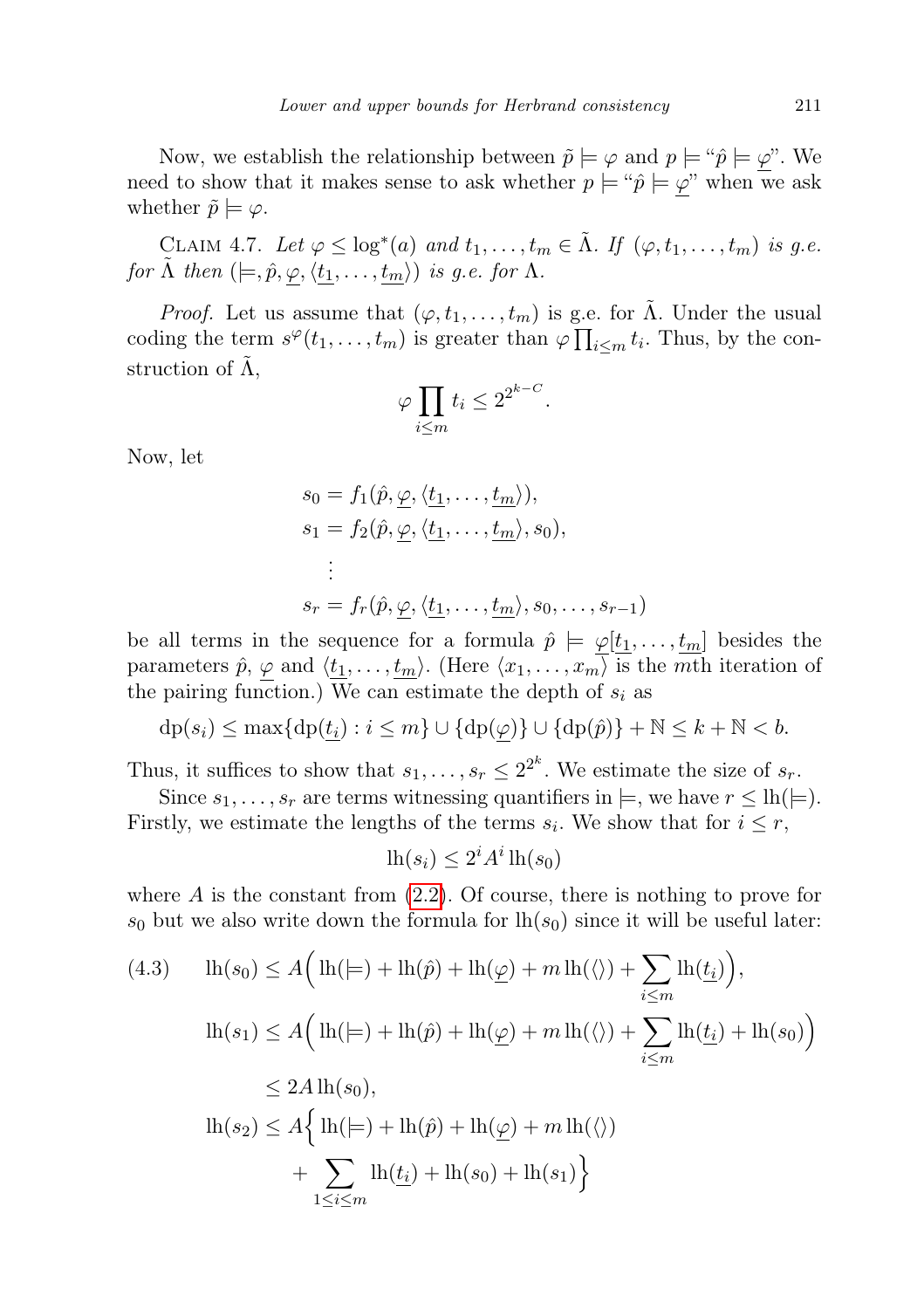Now, we establish the relationship between $\tilde{p} \models \varphi$ and $p \models$ "$\hat{p} \models \underline{\varphi}$". We need to show that it makes sense to ask whether $p \models$ "$\hat{p} \models \underline{\varphi}$" when we ask whether $\tilde{p} \models \varphi$.

Claim 4.7. *Let $\varphi \leq \log^*(a)$ and $t_1, \ldots, t_m \in \tilde{\Lambda}$. If $(\varphi, t_1, \ldots, t_m)$ is g.e. for $\tilde{\Lambda}$ then $(\models, \hat{p}, \underline{\varphi}, \langle \underline{t_1}, \ldots, \underline{t_m} \rangle)$ is g.e. for $\Lambda$.*

*Proof.* Let us assume that $(\varphi, t_1, \ldots, t_m)$ is g.e. for $\tilde{\Lambda}$. Under the usual coding the term $s^\varphi(t_1, \ldots, t_m)$ is greater than $\varphi \prod_{i \leq m} t_i$. Thus, by the construction of $\tilde{\Lambda}$,

$$\varphi \prod_{i \leq m} t_i \leq 2^{2^{k-C}}.$$

Now, let

$$\begin{aligned}
s_0 &= f_1(\hat{p}, \underline{\varphi}, \langle \underline{t_1}, \ldots, \underline{t_m} \rangle), \\
s_1 &= f_2(\hat{p}, \underline{\varphi}, \langle \underline{t_1}, \ldots, \underline{t_m} \rangle, s_0), \\
&\ \ \vdots \\
s_r &= f_r(\hat{p}, \underline{\varphi}, \langle \underline{t_1}, \ldots, \underline{t_m} \rangle, s_0, \ldots, s_{r-1})
\end{aligned}$$

be all terms in the sequence for a formula $\hat{p} \models \underline{\varphi}[\underline{t_1}, \ldots, \underline{t_m}]$ besides the parameters $\hat{p}$, $\underline{\varphi}$ and $\langle \underline{t_1}, \ldots, \underline{t_m} \rangle$. (Here $\langle x_1, \ldots, x_m \rangle$ is the $m$th iteration of the pairing function.) We can estimate the depth of $s_i$ as

$$\mathrm{dp}(s_i) \leq \max\{\mathrm{dp}(\underline{t_i}) : i \leq m\} \cup \{\mathrm{dp}(\underline{\varphi})\} \cup \{\mathrm{dp}(\hat{p})\} + \mathbb{N} \leq k + \mathbb{N} < b.$$

Thus, it suffices to show that $s_1, \ldots, s_r \leq 2^{2^k}$. We estimate the size of $s_r$.

Since $s_1, \ldots, s_r$ are terms witnessing quantifiers in $\models$, we have $r \leq \mathrm{lh}(\models)$. Firstly, we estimate the lengths of the terms $s_i$. We show that for $i \leq r$,

$$\mathrm{lh}(s_i) \leq 2^i A^i \, \mathrm{lh}(s_0)$$

where $A$ is the constant from (2.2). Of course, there is nothing to prove for $s_0$ but we also write down the formula for $\mathrm{lh}(s_0)$ since it will be useful later:

$$\begin{aligned}
\text{(4.3)} \qquad \mathrm{lh}(s_0) &\leq A\Big(\mathrm{lh}(\models) + \mathrm{lh}(\hat{p}) + \mathrm{lh}(\underline{\varphi}) + m\,\mathrm{lh}(\langle\rangle) + \sum_{i \leq m} \mathrm{lh}(\underline{t_i})\Big), \\
\mathrm{lh}(s_1) &\leq A\Big(\mathrm{lh}(\models) + \mathrm{lh}(\hat{p}) + \mathrm{lh}(\underline{\varphi}) + m\,\mathrm{lh}(\langle\rangle) + \sum_{i \leq m} \mathrm{lh}(\underline{t_i}) + \mathrm{lh}(s_0)\Big) \\
&\leq 2A\,\mathrm{lh}(s_0), \\
\mathrm{lh}(s_2) &\leq A\Big\{\mathrm{lh}(\models) + \mathrm{lh}(\hat{p}) + \mathrm{lh}(\underline{\varphi}) + m\,\mathrm{lh}(\langle\rangle) \\
&\qquad + \sum_{1 \leq i \leq m} \mathrm{lh}(\underline{t_i}) + \mathrm{lh}(s_0) + \mathrm{lh}(s_1)\Big\}
\end{aligned}$$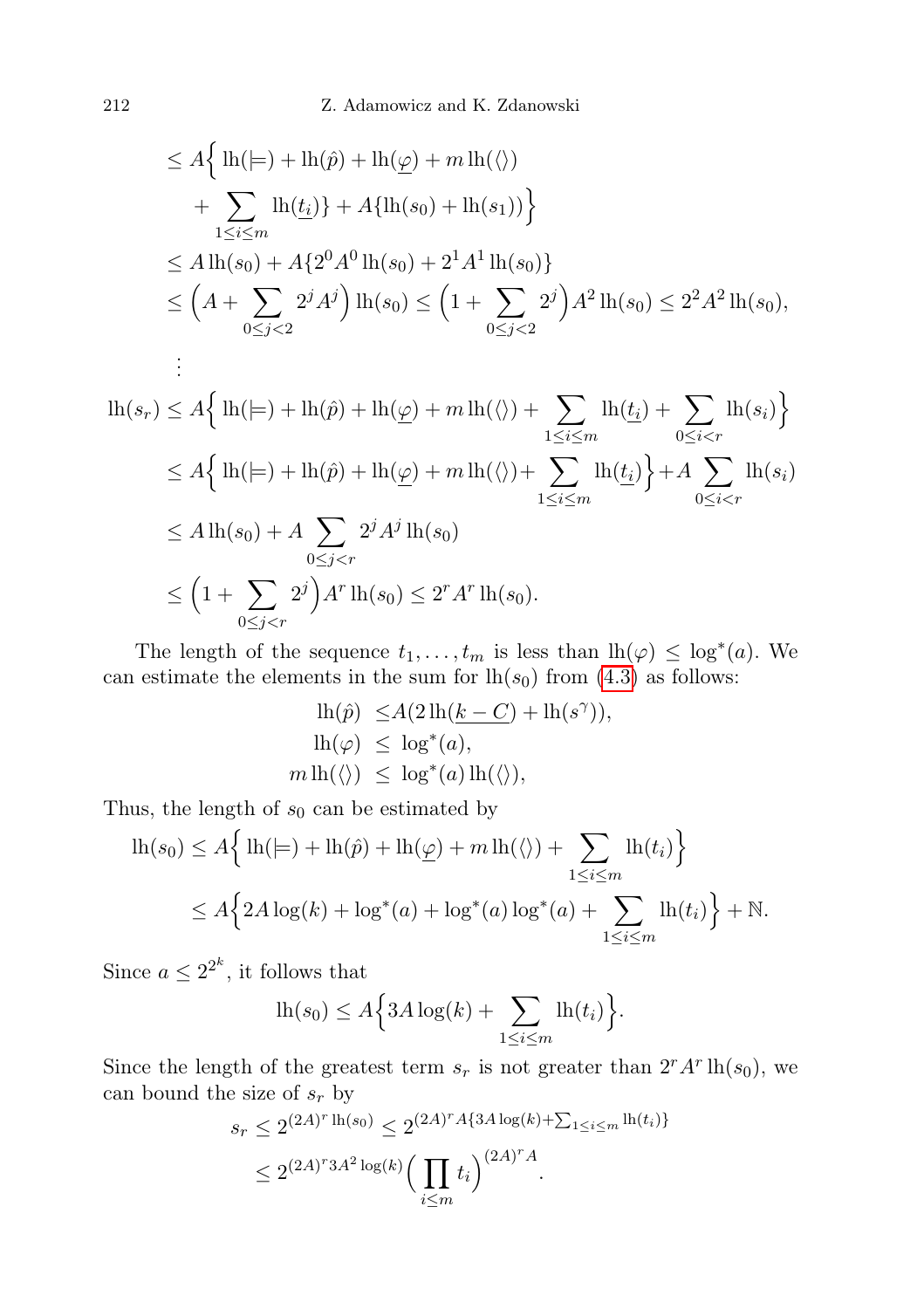$$
\begin{aligned}
&\leq A\Big\{ \operatorname{lh}(\models) + \operatorname{lh}(\hat{p}) + \operatorname{lh}(\underline{\varphi}) + m\operatorname{lh}(\langle\rangle) \\
&\quad + \sum_{1\leq i\leq m} \operatorname{lh}(\underline{t_i})\} + A\{\operatorname{lh}(s_0) + \operatorname{lh}(s_1))\Big\} \\
&\leq A\operatorname{lh}(s_0) + A\{2^0 A^0 \operatorname{lh}(s_0) + 2^1 A^1 \operatorname{lh}(s_0)\} \\
&\leq \Big(A + \sum_{0\leq j<2} 2^j A^j\Big)\operatorname{lh}(s_0) \leq \Big(1 + \sum_{0\leq j<2} 2^j\Big) A^2 \operatorname{lh}(s_0) \leq 2^2 A^2 \operatorname{lh}(s_0), \\
&\ \ \vdots
\end{aligned}
$$

$$
\begin{aligned}
\operatorname{lh}(s_r) &\leq A\Big\{ \operatorname{lh}(\models) + \operatorname{lh}(\hat{p}) + \operatorname{lh}(\underline{\varphi}) + m\operatorname{lh}(\langle\rangle) + \sum_{1\leq i\leq m} \operatorname{lh}(\underline{t_i}) + \sum_{0\leq i<r} \operatorname{lh}(s_i)\Big\} \\
&\leq A\Big\{ \operatorname{lh}(\models) + \operatorname{lh}(\hat{p}) + \operatorname{lh}(\underline{\varphi}) + m\operatorname{lh}(\langle\rangle) + \sum_{1\leq i\leq m} \operatorname{lh}(\underline{t_i})\Big\} + A\sum_{0\leq i<r} \operatorname{lh}(s_i) \\
&\leq A\operatorname{lh}(s_0) + A\sum_{0\leq j<r} 2^j A^j \operatorname{lh}(s_0) \\
&\leq \Big(1 + \sum_{0\leq j<r} 2^j\Big) A^r \operatorname{lh}(s_0) \leq 2^r A^r \operatorname{lh}(s_0).
\end{aligned}
$$

The length of the sequence $t_1, \ldots, t_m$ is less than $\operatorname{lh}(\varphi) \leq \log^*(a)$. We can estimate the elements in the sum for $\operatorname{lh}(s_0)$ from (4.3) as follows:

$$
\begin{aligned}
\operatorname{lh}(\hat{p}) &\leq A(2\operatorname{lh}(\underline{k - C}) + \operatorname{lh}(s^\gamma)), \\
\operatorname{lh}(\varphi) &\leq \log^*(a), \\
m\operatorname{lh}(\langle\rangle) &\leq \log^*(a)\operatorname{lh}(\langle\rangle),
\end{aligned}
$$

Thus, the length of $s_0$ can be estimated by

$$
\begin{aligned}
\operatorname{lh}(s_0) &\leq A\Big\{ \operatorname{lh}(\models) + \operatorname{lh}(\hat{p}) + \operatorname{lh}(\underline{\varphi}) + m\operatorname{lh}(\langle\rangle) + \sum_{1\leq i\leq m} \operatorname{lh}(t_i)\Big\} \\
&\leq A\Big\{ 2A\log(k) + \log^*(a) + \log^*(a)\log^*(a) + \sum_{1\leq i\leq m} \operatorname{lh}(t_i)\Big\} + \mathbb{N}.
\end{aligned}
$$

Since $a \leq 2^{2^k}$, it follows that

$$
\operatorname{lh}(s_0) \leq A\Big\{3A\log(k) + \sum_{1\leq i\leq m} \operatorname{lh}(t_i)\Big\}.
$$

Since the length of the greatest term $s_r$ is not greater than $2^r A^r \operatorname{lh}(s_0)$, we can bound the size of $s_r$ by

$$
\begin{aligned}
s_r &\leq 2^{(2A)^r \operatorname{lh}(s_0)} \leq 2^{(2A)^r A\{3A\log(k) + \sum_{1\leq i\leq m} \operatorname{lh}(t_i)\}} \\
&\leq 2^{(2A)^r 3A^2 \log(k)} \Big(\prod_{i\leq m} t_i\Big)^{(2A)^r A}.
\end{aligned}
$$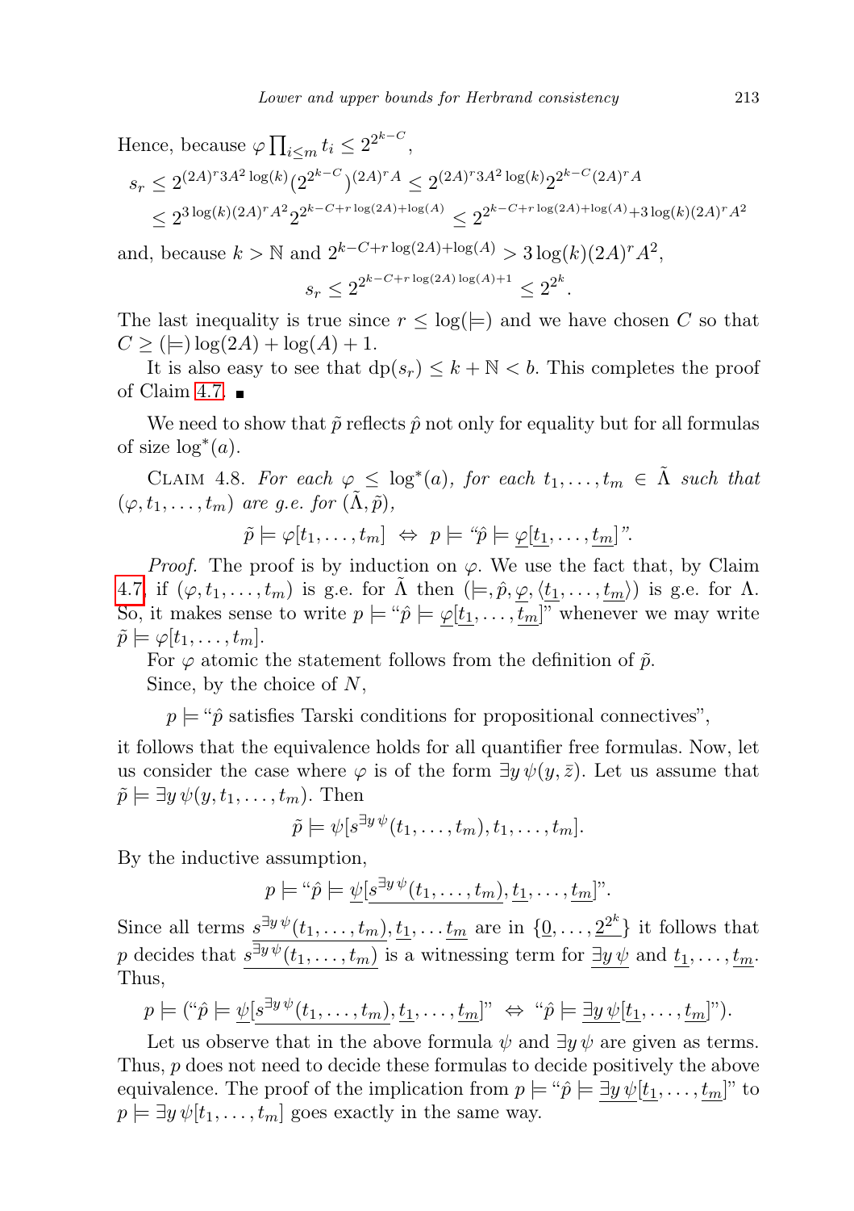Hence, because $\varphi \prod_{i\leq m} t_i \leq 2^{2^{k-C}}$,

$$s_r \leq 2^{(2A)^r 3A^2 \log(k)} (2^{2^{k-C}})^{(2A)^r A} \leq 2^{(2A)^r 3A^2 \log(k)} 2^{2^{k-C}(2A)^r A}$$
$$\leq 2^{3\log(k)(2A)^r A^2} 2^{2^{k-C+r\log(2A)+\log(A)}} \leq 2^{2^{k-C+r\log(2A)+\log(A)}+3\log(k)(2A)^r A^2}$$

and, because $k > \mathbb{N}$ and $2^{k-C+r\log(2A)+\log(A)} > 3\log(k)(2A)^r A^2$,

$$s_r \leq 2^{2^{k-C+r\log(2A)\log(A)+1}} \leq 2^{2^k}.$$

The last inequality is true since $r \leq \log(\models)$ and we have chosen $C$ so that $C \geq (\models)\log(2A) + \log(A) + 1$.

It is also easy to see that $\mathrm{dp}(s_r) \leq k + \mathbb{N} < b$. This completes the proof of Claim 4.7. ∎

We need to show that $\tilde{p}$ reflects $\hat{p}$ not only for equality but for all formulas of size $\log^*(a)$.

Claim 4.8. *For each $\varphi \leq \log^*(a)$, for each $t_1, \ldots, t_m \in \tilde{\Lambda}$ such that $(\varphi, t_1, \ldots, t_m)$ are g.e. for $(\tilde{\Lambda}, \tilde{p})$,*

$$\tilde{p} \models \varphi[t_1, \ldots, t_m] \;\Leftrightarrow\; p \models \text{“}\hat{p} \models \underline{\varphi}[\underline{t_1}, \ldots, \underline{t_m}]\text{”}.$$

*Proof.* The proof is by induction on $\varphi$. We use the fact that, by Claim 4.7, if $(\varphi, t_1, \ldots, t_m)$ is g.e. for $\tilde{\Lambda}$ then $(\models, \hat{p}, \underline{\varphi}, \langle \underline{t_1}, \ldots, \underline{t_m}\rangle)$ is g.e. for $\Lambda$. So, it makes sense to write $p \models$ “$\hat{p} \models \underline{\varphi}[\underline{t_1}, \ldots, \underline{t_m}]$” whenever we may write $\tilde{p} \models \varphi[t_1, \ldots, t_m]$.

For $\varphi$ atomic the statement follows from the definition of $\tilde{p}$.

Since, by the choice of $N$,

$$p \models \text{“}\hat{p} \text{ satisfies Tarski conditions for propositional connectives”},$$

it follows that the equivalence holds for all quantifier free formulas. Now, let us consider the case where $\varphi$ is of the form $\exists y\, \psi(y, \bar{z})$. Let us assume that $\tilde{p} \models \exists y\, \psi(y, t_1, \ldots, t_m)$. Then

$$\tilde{p} \models \psi[s^{\exists y\,\psi}(t_1, \ldots, t_m), t_1, \ldots, t_m].$$

By the inductive assumption,

$$p \models \text{“}\hat{p} \models \underline{\psi}[\underline{s^{\exists y\,\psi}(t_1, \ldots, t_m)}, \underline{t_1}, \ldots, \underline{t_m}]\text{”}.$$

Since all terms $\underline{s^{\exists y\,\psi}(t_1, \ldots, t_m)}, \underline{t_1}, \ldots \underline{t_m}$ are in $\{\underline{0}, \ldots, \underline{2^{2^k}}\}$ it follows that $p$ decides that $\underline{s^{\exists y\,\psi}(t_1, \ldots, t_m)}$ is a witnessing term for $\underline{\exists y\, \psi}$ and $\underline{t_1}, \ldots, \underline{t_m}$. Thus,

$$p \models (\text{“}\hat{p} \models \underline{\psi}[\underline{s^{\exists y\,\psi}(t_1, \ldots, t_m)}, \underline{t_1}, \ldots, \underline{t_m}]\text{”} \;\Leftrightarrow\; \text{“}\hat{p} \models \underline{\exists y\, \psi}[\underline{t_1}, \ldots, \underline{t_m}]\text{”}).$$

Let us observe that in the above formula $\psi$ and $\exists y\, \psi$ are given as terms. Thus, $p$ does not need to decide these formulas to decide positively the above equivalence. The proof of the implication from $p \models$ “$\hat{p} \models \underline{\exists y\, \psi}[\underline{t_1}, \ldots, \underline{t_m}]$” to $p \models \exists y\, \psi[t_1, \ldots, t_m]$ goes exactly in the same way.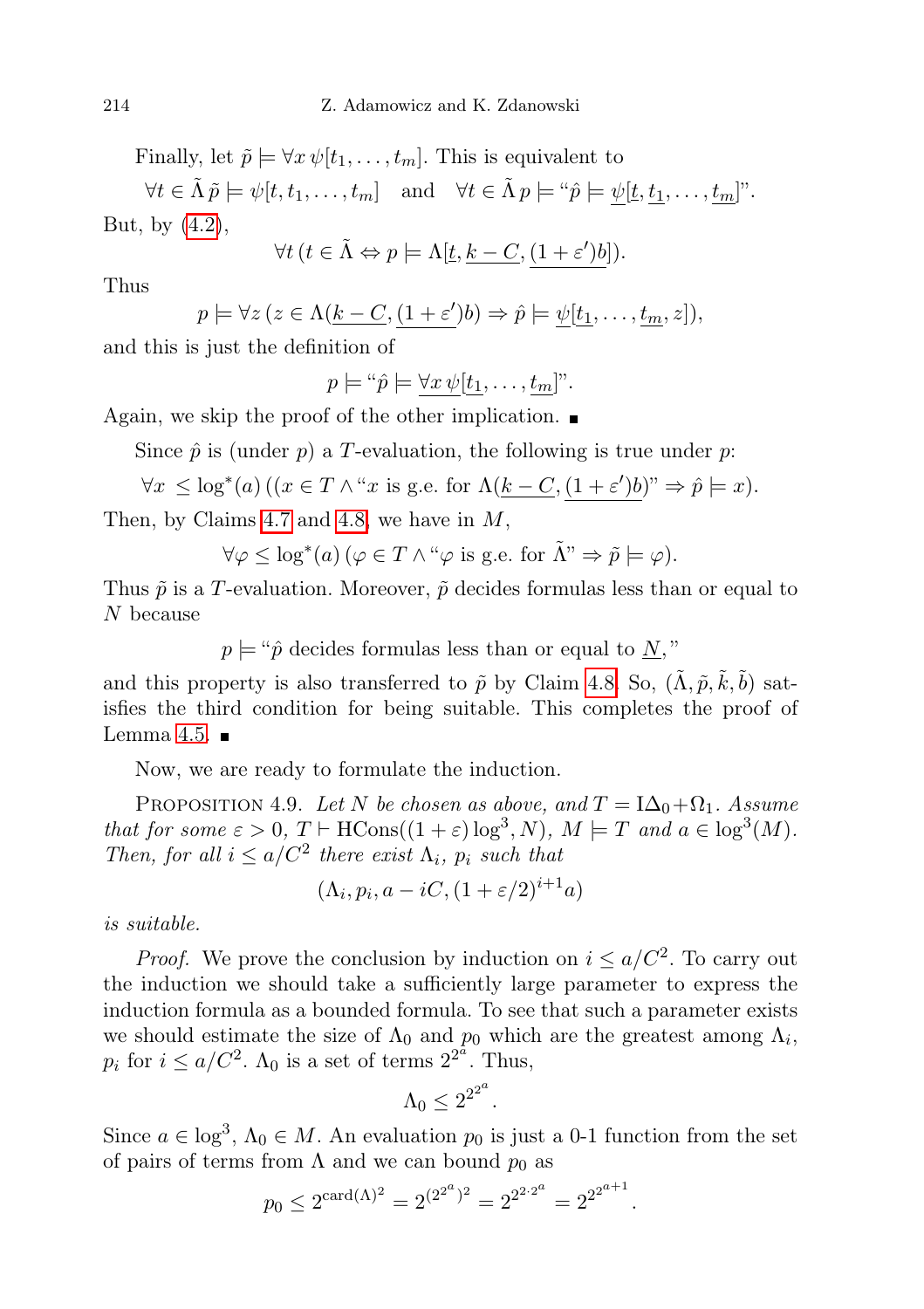Finally, let $\tilde{p} \models \forall x\, \psi[t_1, \ldots, t_m]$. This is equivalent to

$$\forall t \in \tilde{\Lambda}\, \tilde{p} \models \psi[t, t_1, \ldots, t_m] \quad \text{and} \quad \forall t \in \tilde{\Lambda}\, p \models \text{“}\hat{p} \models \underline{\psi}[\underline{t}, \underline{t_1}, \ldots, \underline{t_m}]\text{”}.$$

But, by (4.2),

$$\forall t\, (t \in \tilde{\Lambda} \Leftrightarrow p \models \Lambda[\underline{t}, \underline{k - C}, \underline{(1 + \varepsilon')b}]).$$

Thus

$$p \models \forall z\, (z \in \Lambda(\underline{k - C}, \underline{(1 + \varepsilon')}b) \Rightarrow \hat{p} \models \underline{\psi}[\underline{t_1}, \ldots, \underline{t_m}, z]),$$

and this is just the definition of

$$p \models \text{“}\hat{p} \models \underline{\forall x\, \psi}[\underline{t_1}, \ldots, \underline{t_m}]\text{”}.$$

Again, we skip the proof of the other implication. ∎

Since $\hat{p}$ is (under $p$) a $T$-evaluation, the following is true under $p$:

$$\forall x\ \leq \log^*(a)\, ((x \in T \wedge \text{“}x \text{ is g.e. for } \Lambda(\underline{k - C}, \underline{(1 + \varepsilon')b})\text{”} \Rightarrow \hat{p} \models x).$$

Then, by Claims 4.7 and 4.8, we have in $M$,

$$\forall \varphi \leq \log^*(a)\, (\varphi \in T \wedge \text{“}\varphi \text{ is g.e. for } \tilde{\Lambda}\text{”} \Rightarrow \tilde{p} \models \varphi).$$

Thus $\tilde{p}$ is a $T$-evaluation. Moreover, $\tilde{p}$ decides formulas less than or equal to $N$ because

$$p \models \text{“}\hat{p} \text{ decides formulas less than or equal to } \underline{N},\text{”}$$

and this property is also transferred to $\tilde{p}$ by Claim 4.8. So, $(\tilde{\Lambda}, \tilde{p}, \tilde{k}, \tilde{b})$ satisfies the third condition for being suitable. This completes the proof of Lemma 4.5. ∎

Now, we are ready to formulate the induction.

Proposition 4.9. *Let $N$ be chosen as above, and $T = \mathrm{I}\Delta_0 + \Omega_1$. Assume that for some $\varepsilon > 0$, $T \vdash \mathrm{HCons}((1 + \varepsilon)\log^3, N)$, $M \models T$ and $a \in \log^3(M)$. Then, for all $i \leq a/C^2$ there exist $\Lambda_i$, $p_i$ such that*

$$(\Lambda_i, p_i, a - iC, (1 + \varepsilon/2)^{i+1}a)$$

*is suitable.*

*Proof.* We prove the conclusion by induction on $i \leq a/C^2$. To carry out the induction we should take a sufficiently large parameter to express the induction formula as a bounded formula. To see that such a parameter exists we should estimate the size of $\Lambda_0$ and $p_0$ which are the greatest among $\Lambda_i$, $p_i$ for $i \leq a/C^2$. $\Lambda_0$ is a set of terms $2^{2^a}$. Thus,

$$\Lambda_0 \leq 2^{2^{2^a}}.$$

Since $a \in \log^3$, $\Lambda_0 \in M$. An evaluation $p_0$ is just a 0-1 function from the set of pairs of terms from $\Lambda$ and we can bound $p_0$ as

$$p_0 \leq 2^{\mathrm{card}(\Lambda)^2} = 2^{(2^{2^a})^2} = 2^{2^{2 \cdot 2^a}} = 2^{2^{2^{a+1}}}.$$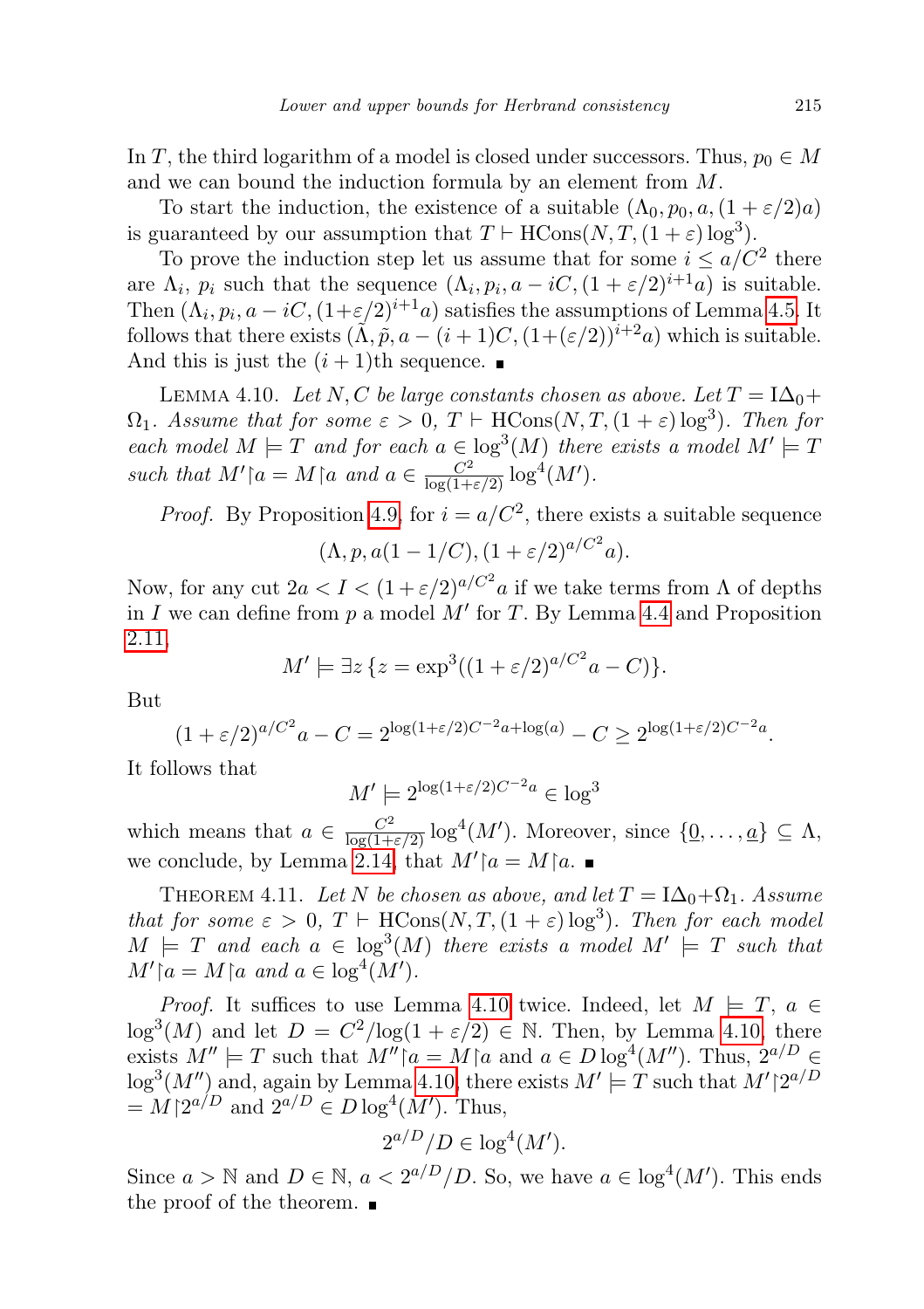In $T$, the third logarithm of a model is closed under successors. Thus, $p_0 \in M$ and we can bound the induction formula by an element from $M$.

To start the induction, the existence of a suitable $(\Lambda_0, p_0, a, (1+\varepsilon/2)a)$ is guaranteed by our assumption that $T \vdash \mathrm{HCons}(N, T, (1+\varepsilon)\log^3)$.

To prove the induction step let us assume that for some $i \leq a/C^2$ there are $\Lambda_i$, $p_i$ such that the sequence $(\Lambda_i, p_i, a - iC, (1+\varepsilon/2)^{i+1}a)$ is suitable. Then $(\Lambda_i, p_i, a - iC, (1+\varepsilon/2)^{i+1}a)$ satisfies the assumptions of Lemma 4.5. It follows that there exists $(\tilde{\Lambda}, \tilde{p}, a-(i+1)C, (1+(\varepsilon/2))^{i+2}a)$ which is suitable. And this is just the $(i+1)$th sequence. ∎

Lemma 4.10. *Let $N, C$ be large constants chosen as above. Let $T = \mathrm{I}\Delta_0 + \Omega_1$. Assume that for some $\varepsilon > 0$, $T \vdash \mathrm{HCons}(N, T, (1+\varepsilon)\log^3)$. Then for each model $M \models T$ and for each $a \in \log^3(M)$ there exists a model $M' \models T$ such that $M' \restriction a = M \restriction a$ and $a \in \frac{C^2}{\log(1+\varepsilon/2)} \log^4(M')$.*

*Proof.* By Proposition 4.9, for $i = a/C^2$, there exists a suitable sequence

$$(\Lambda, p, a(1-1/C), (1+\varepsilon/2)^{a/C^2}a).$$

Now, for any cut $2a < I < (1+\varepsilon/2)^{a/C^2}a$ if we take terms from $\Lambda$ of depths in $I$ we can define from $p$ a model $M'$ for $T$. By Lemma 4.4 and Proposition 2.11,

$$M' \models \exists z\, \{z = \exp^3((1+\varepsilon/2)^{a/C^2}a - C)\}.$$

But

$$(1+\varepsilon/2)^{a/C^2}a - C = 2^{\log(1+\varepsilon/2)C^{-2}a + \log(a)} - C \geq 2^{\log(1+\varepsilon/2)C^{-2}a}.$$

It follows that

$$M' \models 2^{\log(1+\varepsilon/2)C^{-2}a} \in \log^3$$

which means that $a \in \frac{C^2}{\log(1+\varepsilon/2)} \log^4(M')$. Moreover, since $\{\underline{0}, \ldots, \underline{a}\} \subseteq \Lambda$, we conclude, by Lemma 2.14, that $M' \restriction a = M \restriction a$. ∎

Theorem 4.11. *Let $N$ be chosen as above, and let $T = \mathrm{I}\Delta_0 + \Omega_1$. Assume that for some $\varepsilon > 0$, $T \vdash \mathrm{HCons}(N, T, (1+\varepsilon)\log^3)$. Then for each model $M \models T$ and each $a \in \log^3(M)$ there exists a model $M' \models T$ such that $M' \restriction a = M \restriction a$ and $a \in \log^4(M')$.*

*Proof.* It suffices to use Lemma 4.10 twice. Indeed, let $M \models T$, $a \in \log^3(M)$ and let $D = C^2/\log(1+\varepsilon/2) \in \mathbb{N}$. Then, by Lemma 4.10, there exists $M'' \models T$ such that $M'' \restriction a = M \restriction a$ and $a \in D \log^4(M'')$. Thus, $2^{a/D} \in \log^3(M'')$ and, again by Lemma 4.10, there exists $M' \models T$ such that $M' \restriction 2^{a/D} = M \restriction 2^{a/D}$ and $2^{a/D} \in D \log^4(M')$. Thus,

$$2^{a/D}/D \in \log^4(M').$$

Since $a > \mathbb{N}$ and $D \in \mathbb{N}$, $a < 2^{a/D}/D$. So, we have $a \in \log^4(M')$. This ends the proof of the theorem. ∎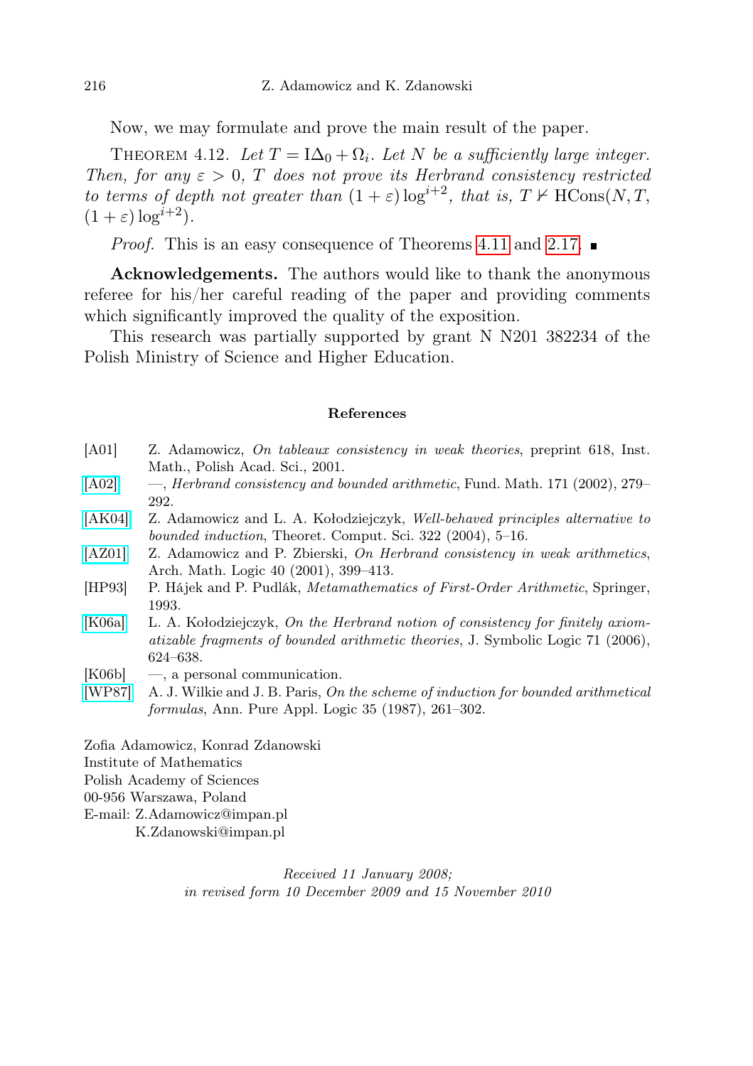Now, we may formulate and prove the main result of the paper.

THEOREM 4.12. *Let $T = \mathrm{I}\Delta_0 + \Omega_i$. Let $N$ be a sufficiently large integer. Then, for any $\varepsilon > 0$, $T$ does not prove its Herbrand consistency restricted to terms of depth not greater than $(1+\varepsilon)\log^{i+2}$, that is, $T \nvdash \mathrm{HCons}(N, T, (1+\varepsilon)\log^{i+2})$.*

*Proof.* This is an easy consequence of Theorems 4.11 and 2.17. ■

**Acknowledgements.** The authors would like to thank the anonymous referee for his/her careful reading of the paper and providing comments which significantly improved the quality of the exposition.

This research was partially supported by grant N N201 382234 of the Polish Ministry of Science and Higher Education.

## References

[A01] Z. Adamowicz, *On tableaux consistency in weak theories*, preprint 618, Inst. Math., Polish Acad. Sci., 2001.

[A02] —, *Herbrand consistency and bounded arithmetic*, Fund. Math. 171 (2002), 279–292.

[AK04] Z. Adamowicz and L. A. Kołodziejczyk, *Well-behaved principles alternative to bounded induction*, Theoret. Comput. Sci. 322 (2004), 5–16.

[AZ01] Z. Adamowicz and P. Zbierski, *On Herbrand consistency in weak arithmetics*, Arch. Math. Logic 40 (2001), 399–413.

[HP93] P. Hájek and P. Pudlák, *Metamathematics of First-Order Arithmetic*, Springer, 1993.

[K06a] L. A. Kołodziejczyk, *On the Herbrand notion of consistency for finitely axiomatizable fragments of bounded arithmetic theories*, J. Symbolic Logic 71 (2006), 624–638.

[K06b] —, a personal communication.

[WP87] A. J. Wilkie and J. B. Paris, *On the scheme of induction for bounded arithmetical formulas*, Ann. Pure Appl. Logic 35 (1987), 261–302.

Zofia Adamowicz, Konrad Zdanowski
Institute of Mathematics
Polish Academy of Sciences
00-956 Warszawa, Poland
E-mail: Z.Adamowicz@impan.pl
K.Zdanowski@impan.pl

*Received 11 January 2008;*
*in revised form 10 December 2009 and 15 November 2010*